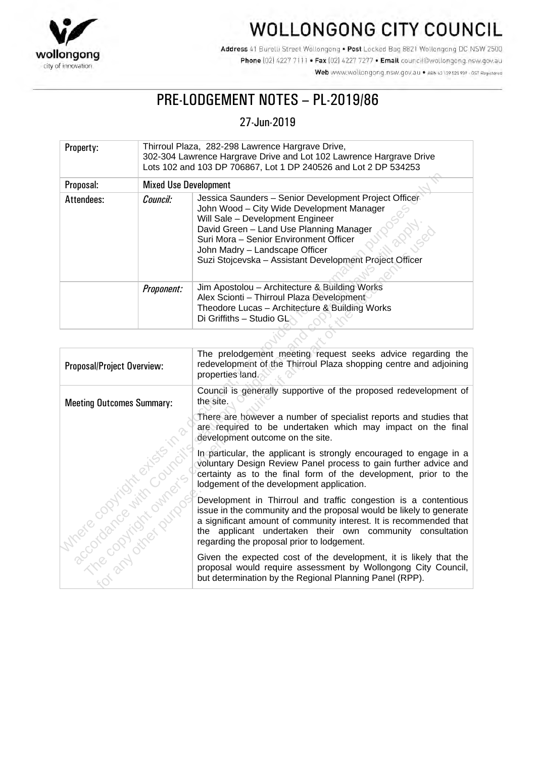# WOLLONGONG CITY COUNCIL

**Address** 41 Burelli Street Wollongong • **Post** Locked Bag 8821 Wollongong DC NSW 2500
**Phone** (02) 4227 7111 • **Fax** (02) 4227 7277 • **Email** council@wollongong.nsw.gov.au
**Web** www.wollongong.nsw.gov.au • ABN 63 139 525 939 - GST Registered

## PRE-LODGEMENT NOTES – PL-2019/86

27-Jun-2019

| Property: | Thirroul Plaza, 282-298 Lawrence Hargrave Drive,<br>302-304 Lawrence Hargrave Drive and Lot 102 Lawrence Hargrave Drive<br>Lots 102 and 103 DP 706867, Lot 1 DP 240526 and Lot 2 DP 534253 | |
|---|---|---|
| Proposal: | Mixed Use Development | |
| Attendees: | *Council:* | Jessica Saunders – Senior Development Project Officer<br>John Wood – City Wide Development Manager<br>Will Sale – Development Engineer<br>David Green – Land Use Planning Manager<br>Suri Mora – Senior Environment Officer<br>John Madry – Landscape Officer<br>Suzi Stojcevska – Assistant Development Project Officer |
| | *Proponent:* | Jim Apostolou – Architecture & Building Works<br>Alex Scionti – Thirroul Plaza Development<br>Theodore Lucas – Architecture & Building Works<br>Di Griffiths – Studio GL |

| Proposal/Project Overview: | The prelodgement meeting request seeks advice regarding the redevelopment of the Thirroul Plaza shopping centre and adjoining properties land. |
|---|---|
| Meeting Outcomes Summary: | Council is generally supportive of the proposed redevelopment of the site.<br><br>There are however a number of specialist reports and studies that are required to be undertaken which may impact on the final development outcome on the site.<br><br>In particular, the applicant is strongly encouraged to engage in a voluntary Design Review Panel process to gain further advice and certainty as to the final form of the development, prior to the lodgement of the development application.<br><br>Development in Thirroul and traffic congestion is a contentious issue in the community and the proposal would be likely to generate a significant amount of community interest. It is recommended that the applicant undertaken their own community consultation regarding the proposal prior to lodgement.<br><br>Given the expected cost of the development, it is likely that the proposal would require assessment by Wollongong City Council, but determination by the Regional Planning Panel (RPP). |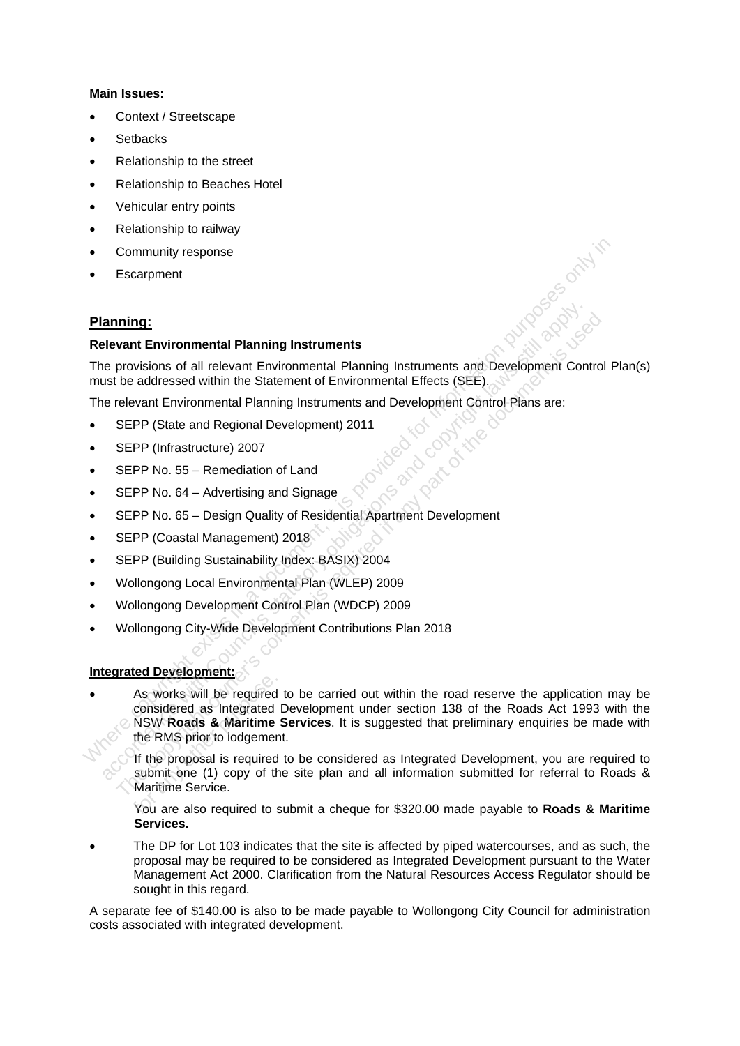**Main Issues:**

- Context / Streetscape
- Setbacks
- Relationship to the street
- Relationship to Beaches Hotel
- Vehicular entry points
- Relationship to railway
- Community response
- Escarpment

## Planning:

**Relevant Environmental Planning Instruments**

The provisions of all relevant Environmental Planning Instruments and Development Control Plan(s) must be addressed within the Statement of Environmental Effects (SEE).

The relevant Environmental Planning Instruments and Development Control Plans are:

- SEPP (State and Regional Development) 2011
- SEPP (Infrastructure) 2007
- SEPP No. 55 – Remediation of Land
- SEPP No. 64 – Advertising and Signage
- SEPP No. 65 – Design Quality of Residential Apartment Development
- SEPP (Coastal Management) 2018
- SEPP (Building Sustainability Index: BASIX) 2004
- Wollongong Local Environmental Plan (WLEP) 2009
- Wollongong Development Control Plan (WDCP) 2009
- Wollongong City-Wide Development Contributions Plan 2018

**Integrated Development:**

- As works will be required to be carried out within the road reserve the application may be considered as Integrated Development under section 138 of the Roads Act 1993 with the NSW **Roads & Maritime Services**. It is suggested that preliminary enquiries be made with the RMS prior to lodgement.

  If the proposal is required to be considered as Integrated Development, you are required to submit one (1) copy of the site plan and all information submitted for referral to Roads & Maritime Service.

  You are also required to submit a cheque for $320.00 made payable to **Roads & Maritime Services.**

- The DP for Lot 103 indicates that the site is affected by piped watercourses, and as such, the proposal may be required to be considered as Integrated Development pursuant to the Water Management Act 2000. Clarification from the Natural Resources Access Regulator should be sought in this regard.

A separate fee of $140.00 is also to be made payable to Wollongong City Council for administration costs associated with integrated development.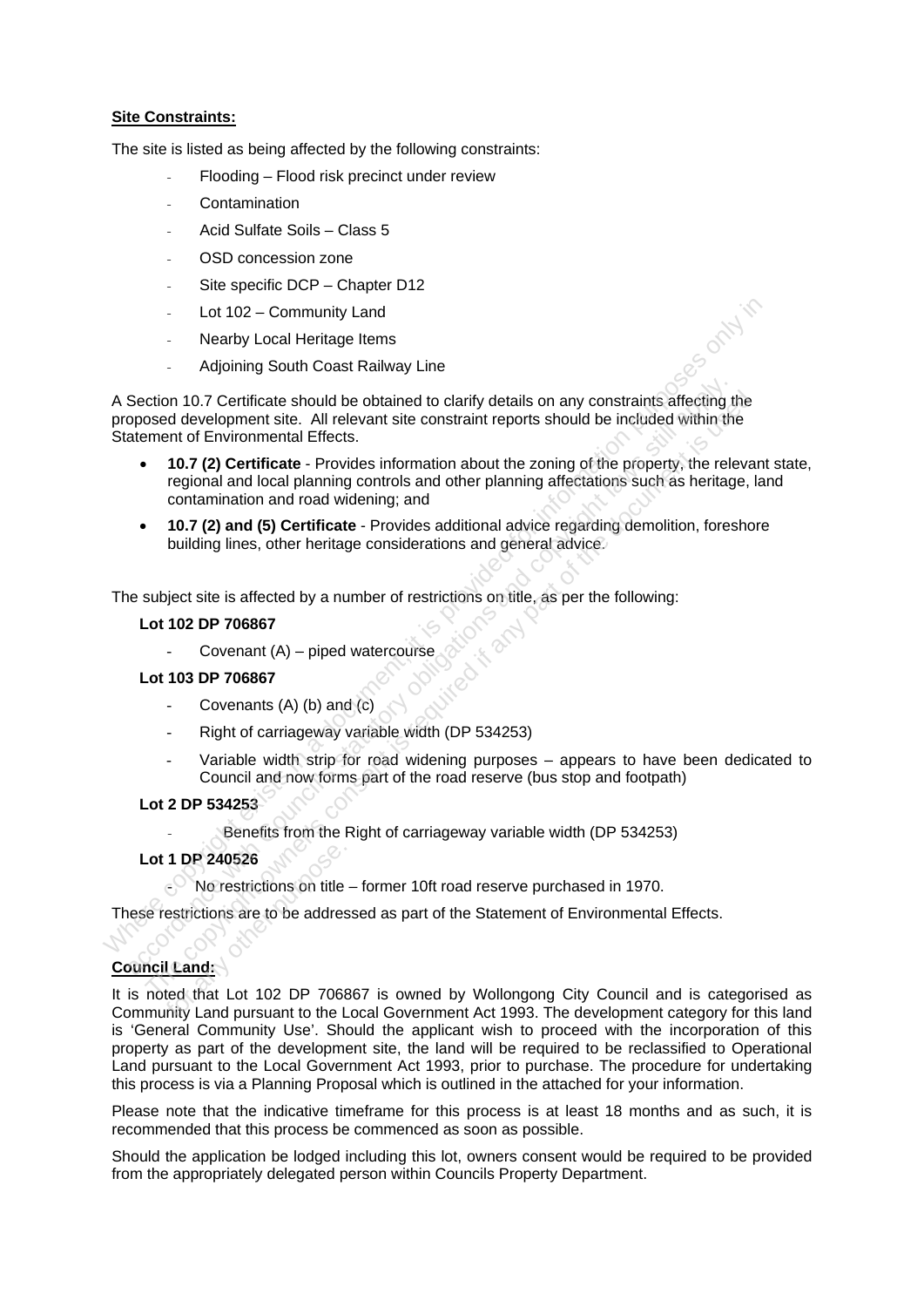**Site Constraints:**

The site is listed as being affected by the following constraints:

- Flooding – Flood risk precinct under review
- Contamination
- Acid Sulfate Soils – Class 5
- OSD concession zone
- Site specific DCP – Chapter D12
- Lot 102 – Community Land
- Nearby Local Heritage Items
- Adjoining South Coast Railway Line

A Section 10.7 Certificate should be obtained to clarify details on any constraints affecting the proposed development site. All relevant site constraint reports should be included within the Statement of Environmental Effects.

- **10.7 (2) Certificate** - Provides information about the zoning of the property, the relevant state, regional and local planning controls and other planning affectations such as heritage, land contamination and road widening; and
- **10.7 (2) and (5) Certificate** - Provides additional advice regarding demolition, foreshore building lines, other heritage considerations and general advice.

The subject site is affected by a number of restrictions on title, as per the following:

**Lot 102 DP 706867**

- Covenant (A) – piped watercourse

**Lot 103 DP 706867**

- Covenants (A) (b) and (c)
- Right of carriageway variable width (DP 534253)
- Variable width strip for road widening purposes – appears to have been dedicated to Council and now forms part of the road reserve (bus stop and footpath)

**Lot 2 DP 534253**

- Benefits from the Right of carriageway variable width (DP 534253)

**Lot 1 DP 240526**

- No restrictions on title – former 10ft road reserve purchased in 1970.

These restrictions are to be addressed as part of the Statement of Environmental Effects.

**Council Land:**

It is noted that Lot 102 DP 706867 is owned by Wollongong City Council and is categorised as Community Land pursuant to the Local Government Act 1993. The development category for this land is 'General Community Use'. Should the applicant wish to proceed with the incorporation of this property as part of the development site, the land will be required to be reclassified to Operational Land pursuant to the Local Government Act 1993, prior to purchase. The procedure for undertaking this process is via a Planning Proposal which is outlined in the attached for your information.

Please note that the indicative timeframe for this process is at least 18 months and as such, it is recommended that this process be commenced as soon as possible.

Should the application be lodged including this lot, owners consent would be required to be provided from the appropriately delegated person within Councils Property Department.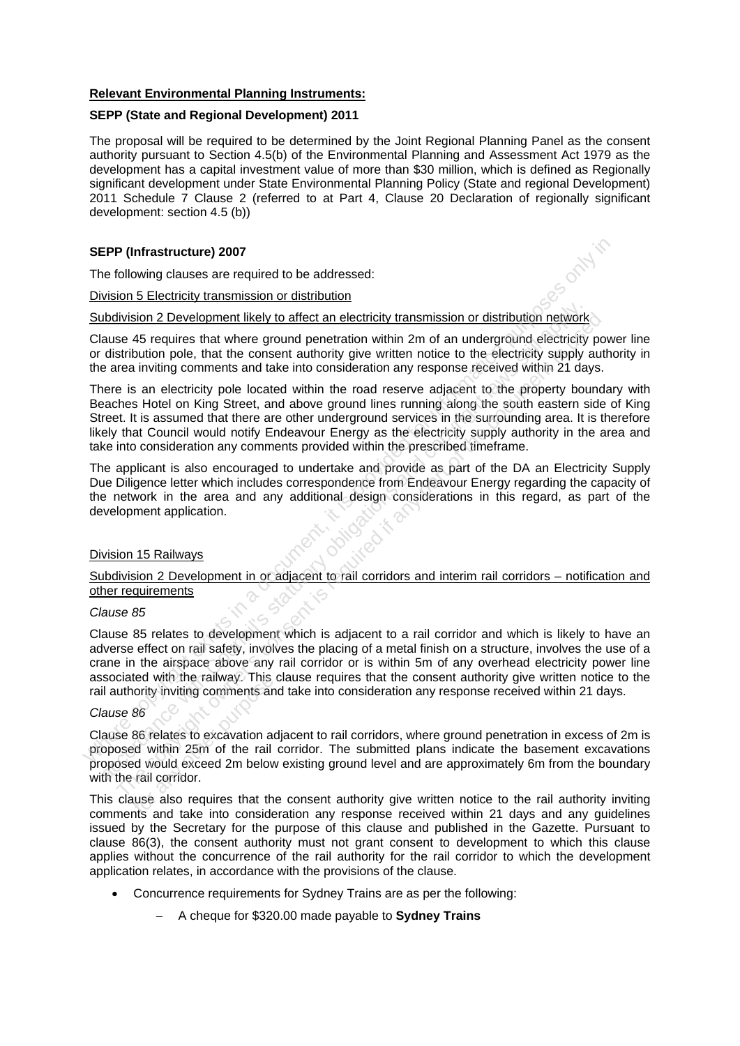**Relevant Environmental Planning Instruments:**

**SEPP (State and Regional Development) 2011**

The proposal will be required to be determined by the Joint Regional Planning Panel as the consent authority pursuant to Section 4.5(b) of the Environmental Planning and Assessment Act 1979 as the development has a capital investment value of more than $30 million, which is defined as Regionally significant development under State Environmental Planning Policy (State and regional Development) 2011 Schedule 7 Clause 2 (referred to at Part 4, Clause 20 Declaration of regionally significant development: section 4.5 (b))

**SEPP (Infrastructure) 2007**

The following clauses are required to be addressed:

Division 5 Electricity transmission or distribution

Subdivision 2 Development likely to affect an electricity transmission or distribution network

Clause 45 requires that where ground penetration within 2m of an underground electricity power line or distribution pole, that the consent authority give written notice to the electricity supply authority in the area inviting comments and take into consideration any response received within 21 days.

There is an electricity pole located within the road reserve adjacent to the property boundary with Beaches Hotel on King Street, and above ground lines running along the south eastern side of King Street. It is assumed that there are other underground services in the surrounding area. It is therefore likely that Council would notify Endeavour Energy as the electricity supply authority in the area and take into consideration any comments provided within the prescribed timeframe.

The applicant is also encouraged to undertake and provide as part of the DA an Electricity Supply Due Diligence letter which includes correspondence from Endeavour Energy regarding the capacity of the network in the area and any additional design considerations in this regard, as part of the development application.

Division 15 Railways

Subdivision 2 Development in or adjacent to rail corridors and interim rail corridors – notification and other requirements

*Clause 85*

Clause 85 relates to development which is adjacent to a rail corridor and which is likely to have an adverse effect on rail safety, involves the placing of a metal finish on a structure, involves the use of a crane in the airspace above any rail corridor or is within 5m of any overhead electricity power line associated with the railway. This clause requires that the consent authority give written notice to the rail authority inviting comments and take into consideration any response received within 21 days.

*Clause 86*

Clause 86 relates to excavation adjacent to rail corridors, where ground penetration in excess of 2m is proposed within 25m of the rail corridor. The submitted plans indicate the basement excavations proposed would exceed 2m below existing ground level and are approximately 6m from the boundary with the rail corridor.

This clause also requires that the consent authority give written notice to the rail authority inviting comments and take into consideration any response received within 21 days and any guidelines issued by the Secretary for the purpose of this clause and published in the Gazette. Pursuant to clause 86(3), the consent authority must not grant consent to development to which this clause applies without the concurrence of the rail authority for the rail corridor to which the development application relates, in accordance with the provisions of the clause.

- Concurrence requirements for Sydney Trains are as per the following:
  - A cheque for $320.00 made payable to **Sydney Trains**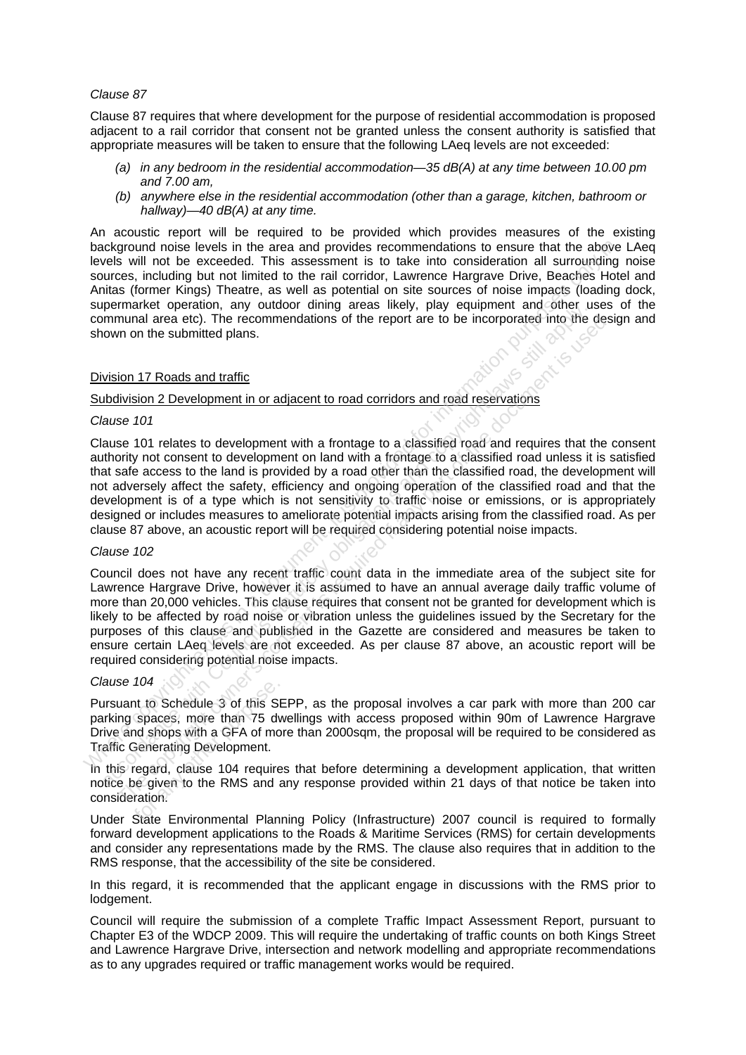*Clause 87*

Clause 87 requires that where development for the purpose of residential accommodation is proposed adjacent to a rail corridor that consent not be granted unless the consent authority is satisfied that appropriate measures will be taken to ensure that the following LAeq levels are not exceeded:

- *(a) in any bedroom in the residential accommodation—35 dB(A) at any time between 10.00 pm and 7.00 am,*
- *(b) anywhere else in the residential accommodation (other than a garage, kitchen, bathroom or hallway)—40 dB(A) at any time.*

An acoustic report will be required to be provided which provides measures of the existing background noise levels in the area and provides recommendations to ensure that the above LAeq levels will not be exceeded. This assessment is to take into consideration all surrounding noise sources, including but not limited to the rail corridor, Lawrence Hargrave Drive, Beaches Hotel and Anitas (former Kings) Theatre, as well as potential on site sources of noise impacts (loading dock, supermarket operation, any outdoor dining areas likely, play equipment and other uses of the communal area etc). The recommendations of the report are to be incorporated into the design and shown on the submitted plans.

Division 17 Roads and traffic

Subdivision 2 Development in or adjacent to road corridors and road reservations

*Clause 101*

Clause 101 relates to development with a frontage to a classified road and requires that the consent authority not consent to development on land with a frontage to a classified road unless it is satisfied that safe access to the land is provided by a road other than the classified road, the development will not adversely affect the safety, efficiency and ongoing operation of the classified road and that the development is of a type which is not sensitivity to traffic noise or emissions, or is appropriately designed or includes measures to ameliorate potential impacts arising from the classified road. As per clause 87 above, an acoustic report will be required considering potential noise impacts.

*Clause 102*

Council does not have any recent traffic count data in the immediate area of the subject site for Lawrence Hargrave Drive, however it is assumed to have an annual average daily traffic volume of more than 20,000 vehicles. This clause requires that consent not be granted for development which is likely to be affected by road noise or vibration unless the guidelines issued by the Secretary for the purposes of this clause and published in the Gazette are considered and measures be taken to ensure certain LAeq levels are not exceeded. As per clause 87 above, an acoustic report will be required considering potential noise impacts.

*Clause 104*

Pursuant to Schedule 3 of this SEPP, as the proposal involves a car park with more than 200 car parking spaces, more than 75 dwellings with access proposed within 90m of Lawrence Hargrave Drive and shops with a GFA of more than 2000sqm, the proposal will be required to be considered as Traffic Generating Development.

In this regard, clause 104 requires that before determining a development application, that written notice be given to the RMS and any response provided within 21 days of that notice be taken into consideration.

Under State Environmental Planning Policy (Infrastructure) 2007 council is required to formally forward development applications to the Roads & Maritime Services (RMS) for certain developments and consider any representations made by the RMS. The clause also requires that in addition to the RMS response, that the accessibility of the site be considered.

In this regard, it is recommended that the applicant engage in discussions with the RMS prior to lodgement.

Council will require the submission of a complete Traffic Impact Assessment Report, pursuant to Chapter E3 of the WDCP 2009. This will require the undertaking of traffic counts on both Kings Street and Lawrence Hargrave Drive, intersection and network modelling and appropriate recommendations as to any upgrades required or traffic management works would be required.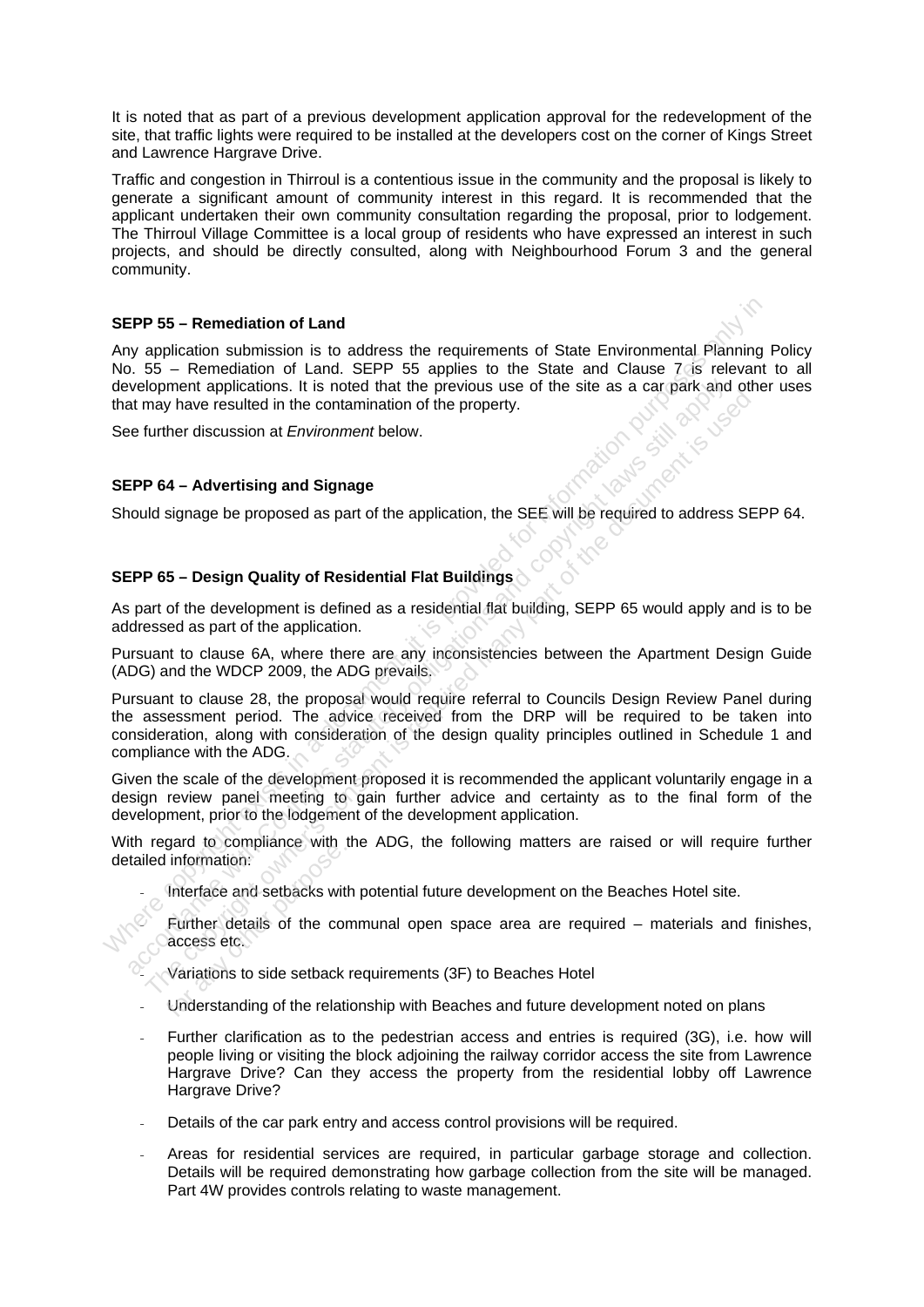It is noted that as part of a previous development application approval for the redevelopment of the site, that traffic lights were required to be installed at the developers cost on the corner of Kings Street and Lawrence Hargrave Drive.

Traffic and congestion in Thirroul is a contentious issue in the community and the proposal is likely to generate a significant amount of community interest in this regard. It is recommended that the applicant undertaken their own community consultation regarding the proposal, prior to lodgement. The Thirroul Village Committee is a local group of residents who have expressed an interest in such projects, and should be directly consulted, along with Neighbourhood Forum 3 and the general community.

**SEPP 55 – Remediation of Land**

Any application submission is to address the requirements of State Environmental Planning Policy No. 55 – Remediation of Land. SEPP 55 applies to the State and Clause 7 is relevant to all development applications. It is noted that the previous use of the site as a car park and other uses that may have resulted in the contamination of the property.

See further discussion at *Environment* below.

**SEPP 64 – Advertising and Signage**

Should signage be proposed as part of the application, the SEE will be required to address SEPP 64.

**SEPP 65 – Design Quality of Residential Flat Buildings**

As part of the development is defined as a residential flat building, SEPP 65 would apply and is to be addressed as part of the application.

Pursuant to clause 6A, where there are any inconsistencies between the Apartment Design Guide (ADG) and the WDCP 2009, the ADG prevails.

Pursuant to clause 28, the proposal would require referral to Councils Design Review Panel during the assessment period. The advice received from the DRP will be required to be taken into consideration, along with consideration of the design quality principles outlined in Schedule 1 and compliance with the ADG.

Given the scale of the development proposed it is recommended the applicant voluntarily engage in a design review panel meeting to gain further advice and certainty as to the final form of the development, prior to the lodgement of the development application.

With regard to compliance with the ADG, the following matters are raised or will require further detailed information:

- Interface and setbacks with potential future development on the Beaches Hotel site.
- Further details of the communal open space area are required – materials and finishes, access etc.
- Variations to side setback requirements (3F) to Beaches Hotel
- Understanding of the relationship with Beaches and future development noted on plans
- Further clarification as to the pedestrian access and entries is required (3G), i.e. how will people living or visiting the block adjoining the railway corridor access the site from Lawrence Hargrave Drive? Can they access the property from the residential lobby off Lawrence Hargrave Drive?
- Details of the car park entry and access control provisions will be required.
- Areas for residential services are required, in particular garbage storage and collection. Details will be required demonstrating how garbage collection from the site will be managed. Part 4W provides controls relating to waste management.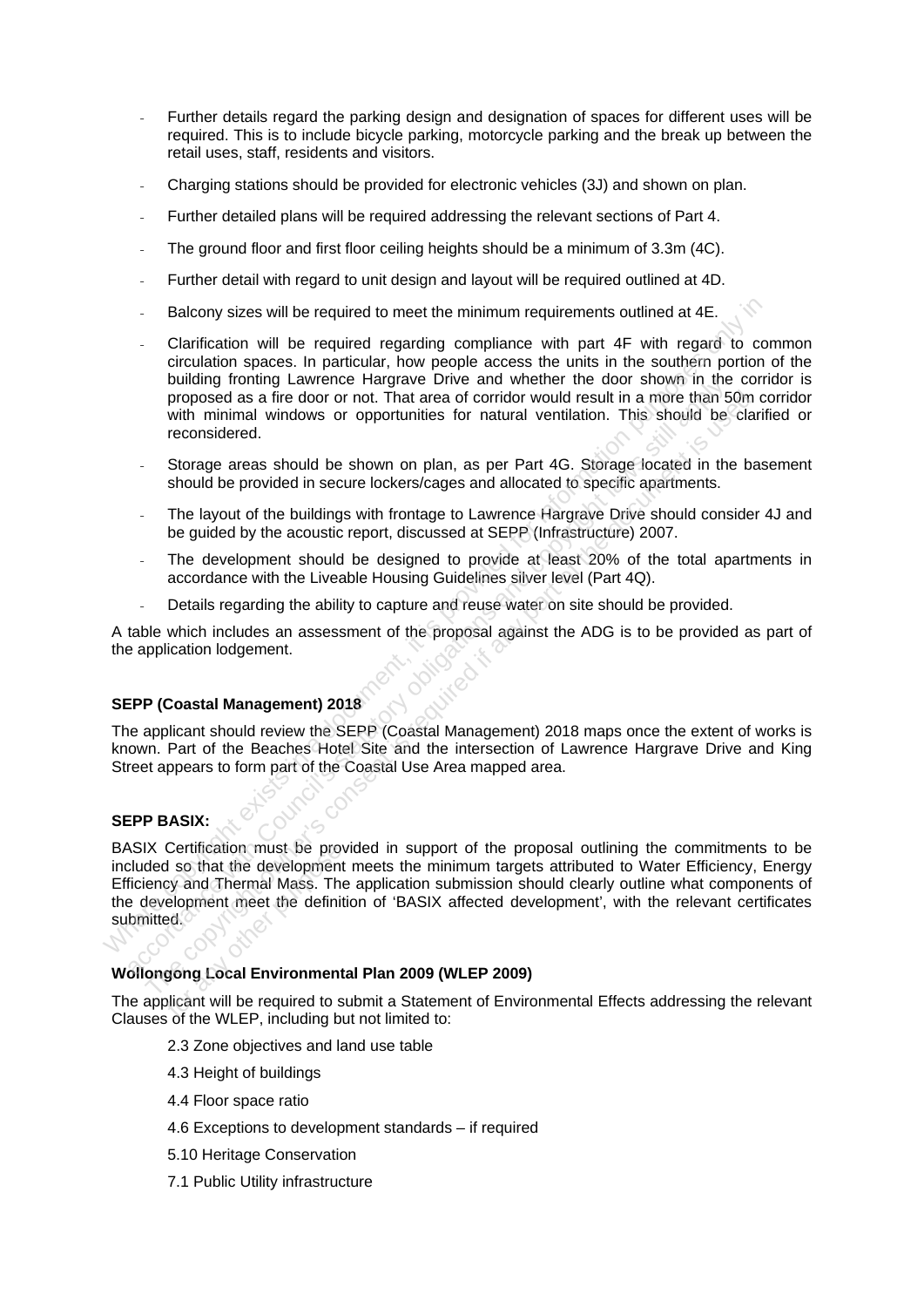- Further details regard the parking design and designation of spaces for different uses will be required. This is to include bicycle parking, motorcycle parking and the break up between the retail uses, staff, residents and visitors.
- Charging stations should be provided for electronic vehicles (3J) and shown on plan.
- Further detailed plans will be required addressing the relevant sections of Part 4.
- The ground floor and first floor ceiling heights should be a minimum of 3.3m (4C).
- Further detail with regard to unit design and layout will be required outlined at 4D.
- Balcony sizes will be required to meet the minimum requirements outlined at 4E.
- Clarification will be required regarding compliance with part 4F with regard to common circulation spaces. In particular, how people access the units in the southern portion of the building fronting Lawrence Hargrave Drive and whether the door shown in the corridor is proposed as a fire door or not. That area of corridor would result in a more than 50m corridor with minimal windows or opportunities for natural ventilation. This should be clarified or reconsidered.
- Storage areas should be shown on plan, as per Part 4G. Storage located in the basement should be provided in secure lockers/cages and allocated to specific apartments.
- The layout of the buildings with frontage to Lawrence Hargrave Drive should consider 4J and be guided by the acoustic report, discussed at SEPP (Infrastructure) 2007.
- The development should be designed to provide at least 20% of the total apartments in accordance with the Liveable Housing Guidelines silver level (Part 4Q).
- Details regarding the ability to capture and reuse water on site should be provided.

A table which includes an assessment of the proposal against the ADG is to be provided as part of the application lodgement.

**SEPP (Coastal Management) 2018**

The applicant should review the SEPP (Coastal Management) 2018 maps once the extent of works is known. Part of the Beaches Hotel Site and the intersection of Lawrence Hargrave Drive and King Street appears to form part of the Coastal Use Area mapped area.

**SEPP BASIX:**

BASIX Certification must be provided in support of the proposal outlining the commitments to be included so that the development meets the minimum targets attributed to Water Efficiency, Energy Efficiency and Thermal Mass. The application submission should clearly outline what components of the development meet the definition of 'BASIX affected development', with the relevant certificates submitted.

**Wollongong Local Environmental Plan 2009 (WLEP 2009)**

The applicant will be required to submit a Statement of Environmental Effects addressing the relevant Clauses of the WLEP, including but not limited to:

2.3 Zone objectives and land use table

4.3 Height of buildings

4.4 Floor space ratio

4.6 Exceptions to development standards – if required

5.10 Heritage Conservation

7.1 Public Utility infrastructure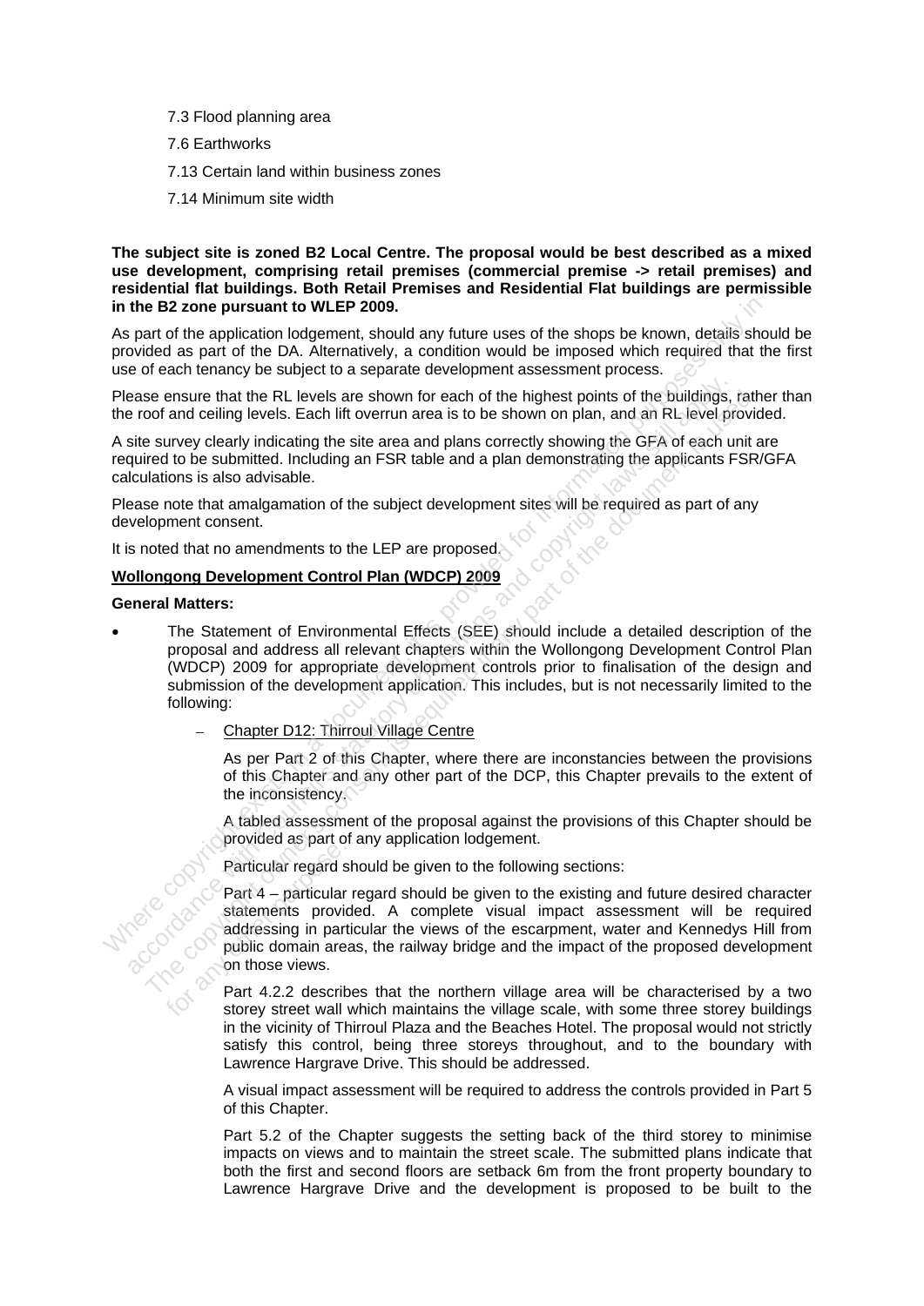7.3 Flood planning area

7.6 Earthworks

7.13 Certain land within business zones

7.14 Minimum site width

**The subject site is zoned B2 Local Centre. The proposal would be best described as a mixed use development, comprising retail premises (commercial premise -> retail premises) and residential flat buildings. Both Retail Premises and Residential Flat buildings are permissible in the B2 zone pursuant to WLEP 2009.**

As part of the application lodgement, should any future uses of the shops be known, details should be provided as part of the DA. Alternatively, a condition would be imposed which required that the first use of each tenancy be subject to a separate development assessment process.

Please ensure that the RL levels are shown for each of the highest points of the buildings, rather than the roof and ceiling levels. Each lift overrun area is to be shown on plan, and an RL level provided.

A site survey clearly indicating the site area and plans correctly showing the GFA of each unit are required to be submitted. Including an FSR table and a plan demonstrating the applicants FSR/GFA calculations is also advisable.

Please note that amalgamation of the subject development sites will be required as part of any development consent.

It is noted that no amendments to the LEP are proposed.

**<u>Wollongong Development Control Plan (WDCP) 2009</u>**

**General Matters:**

- The Statement of Environmental Effects (SEE) should include a detailed description of the proposal and address all relevant chapters within the Wollongong Development Control Plan (WDCP) 2009 for appropriate development controls prior to finalisation of the design and submission of the development application. This includes, but is not necessarily limited to the following:

  – <u>Chapter D12: Thirroul Village Centre</u>

    As per Part 2 of this Chapter, where there are inconstancies between the provisions of this Chapter and any other part of the DCP, this Chapter prevails to the extent of the inconsistency.

    A tabled assessment of the proposal against the provisions of this Chapter should be provided as part of any application lodgement.

    Particular regard should be given to the following sections:

    Part 4 – particular regard should be given to the existing and future desired character statements provided. A complete visual impact assessment will be required addressing in particular the views of the escarpment, water and Kennedys Hill from public domain areas, the railway bridge and the impact of the proposed development on those views.

    Part 4.2.2 describes that the northern village area will be characterised by a two storey street wall which maintains the village scale, with some three storey buildings in the vicinity of Thirroul Plaza and the Beaches Hotel. The proposal would not strictly satisfy this control, being three storeys throughout, and to the boundary with Lawrence Hargrave Drive. This should be addressed.

    A visual impact assessment will be required to address the controls provided in Part 5 of this Chapter.

    Part 5.2 of the Chapter suggests the setting back of the third storey to minimise impacts on views and to maintain the street scale. The submitted plans indicate that both the first and second floors are setback 6m from the front property boundary to Lawrence Hargrave Drive and the development is proposed to be built to the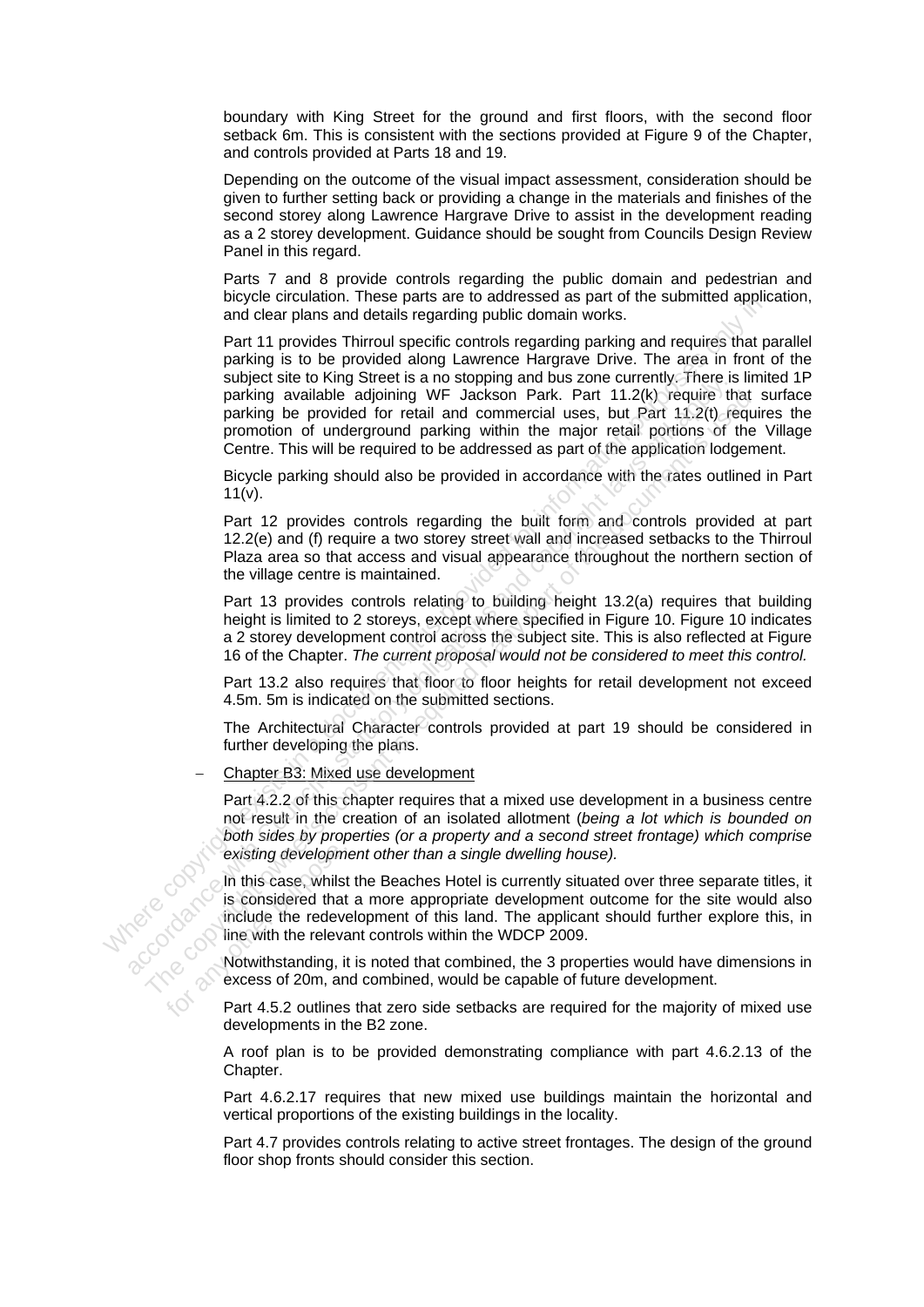boundary with King Street for the ground and first floors, with the second floor setback 6m. This is consistent with the sections provided at Figure 9 of the Chapter, and controls provided at Parts 18 and 19.

Depending on the outcome of the visual impact assessment, consideration should be given to further setting back or providing a change in the materials and finishes of the second storey along Lawrence Hargrave Drive to assist in the development reading as a 2 storey development. Guidance should be sought from Councils Design Review Panel in this regard.

Parts 7 and 8 provide controls regarding the public domain and pedestrian and bicycle circulation. These parts are to addressed as part of the submitted application, and clear plans and details regarding public domain works.

Part 11 provides Thirroul specific controls regarding parking and requires that parallel parking is to be provided along Lawrence Hargrave Drive. The area in front of the subject site to King Street is a no stopping and bus zone currently. There is limited 1P parking available adjoining WF Jackson Park. Part 11.2(k) require that surface parking be provided for retail and commercial uses, but Part 11.2(t) requires the promotion of underground parking within the major retail portions of the Village Centre. This will be required to be addressed as part of the application lodgement.

Bicycle parking should also be provided in accordance with the rates outlined in Part 11(v).

Part 12 provides controls regarding the built form and controls provided at part 12.2(e) and (f) require a two storey street wall and increased setbacks to the Thirroul Plaza area so that access and visual appearance throughout the northern section of the village centre is maintained.

Part 13 provides controls relating to building height 13.2(a) requires that building height is limited to 2 storeys, except where specified in Figure 10. Figure 10 indicates a 2 storey development control across the subject site. This is also reflected at Figure 16 of the Chapter. *The current proposal would not be considered to meet this control.*

Part 13.2 also requires that floor to floor heights for retail development not exceed 4.5m. 5m is indicated on the submitted sections.

The Architectural Character controls provided at part 19 should be considered in further developing the plans.

- Chapter B3: Mixed use development

Part 4.2.2 of this chapter requires that a mixed use development in a business centre not result in the creation of an isolated allotment (*being a lot which is bounded on both sides by properties (or a property and a second street frontage) which comprise existing development other than a single dwelling house).*

In this case, whilst the Beaches Hotel is currently situated over three separate titles, it is considered that a more appropriate development outcome for the site would also include the redevelopment of this land. The applicant should further explore this, in line with the relevant controls within the WDCP 2009.

Notwithstanding, it is noted that combined, the 3 properties would have dimensions in excess of 20m, and combined, would be capable of future development.

Part 4.5.2 outlines that zero side setbacks are required for the majority of mixed use developments in the B2 zone.

A roof plan is to be provided demonstrating compliance with part 4.6.2.13 of the Chapter.

Part 4.6.2.17 requires that new mixed use buildings maintain the horizontal and vertical proportions of the existing buildings in the locality.

Part 4.7 provides controls relating to active street frontages. The design of the ground floor shop fronts should consider this section.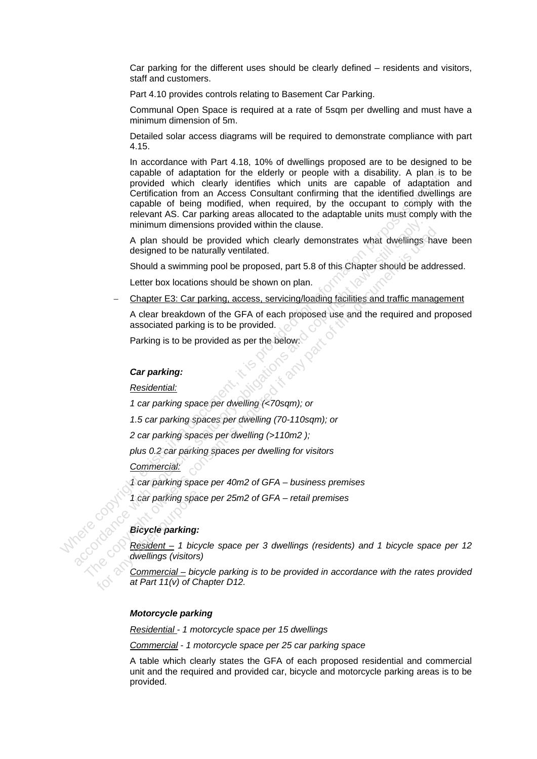Car parking for the different uses should be clearly defined – residents and visitors, staff and customers.

Part 4.10 provides controls relating to Basement Car Parking.

Communal Open Space is required at a rate of 5sqm per dwelling and must have a minimum dimension of 5m.

Detailed solar access diagrams will be required to demonstrate compliance with part 4.15.

In accordance with Part 4.18, 10% of dwellings proposed are to be designed to be capable of adaptation for the elderly or people with a disability. A plan is to be provided which clearly identifies which units are capable of adaptation and Certification from an Access Consultant confirming that the identified dwellings are capable of being modified, when required, by the occupant to comply with the relevant AS. Car parking areas allocated to the adaptable units must comply with the minimum dimensions provided within the clause.

A plan should be provided which clearly demonstrates what dwellings have been designed to be naturally ventilated.

Should a swimming pool be proposed, part 5.8 of this Chapter should be addressed.

Letter box locations should be shown on plan.

– <u>Chapter E3: Car parking, access, servicing/loading facilities and traffic management</u>

A clear breakdown of the GFA of each proposed use and the required and proposed associated parking is to be provided.

Parking is to be provided as per the below:

***Car parking:***

*<u>Residential:</u>*

*1 car parking space per dwelling (<70sqm); or*

*1.5 car parking spaces per dwelling (70-110sqm); or*

*2 car parking spaces per dwelling (>110m2 );*

*plus 0.2 car parking spaces per dwelling for visitors*

*<u>Commercial:</u>*

*1 car parking space per 40m2 of GFA – business premises*

*1 car parking space per 25m2 of GFA – retail premises*

***Bicycle parking:***

*<u>Resident –</u> 1 bicycle space per 3 dwellings (residents) and 1 bicycle space per 12 dwellings (visitors)*

*<u>Commercial –</u> bicycle parking is to be provided in accordance with the rates provided at Part 11(v) of Chapter D12.*

***Motorcycle parking***

*<u>Residential</u> - 1 motorcycle space per 15 dwellings*

*<u>Commercial</u> - 1 motorcycle space per 25 car parking space*

A table which clearly states the GFA of each proposed residential and commercial unit and the required and provided car, bicycle and motorcycle parking areas is to be provided.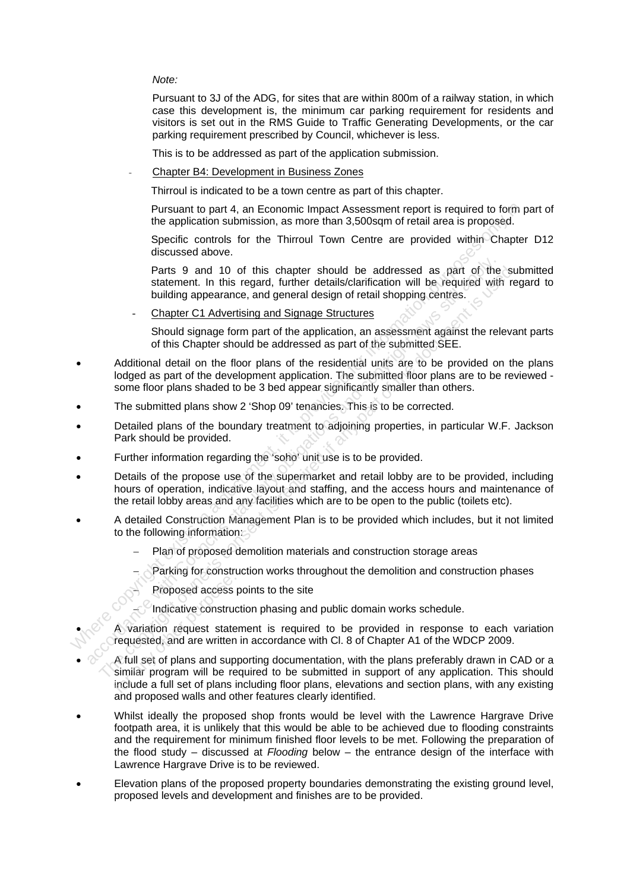*Note:*

Pursuant to 3J of the ADG, for sites that are within 800m of a railway station, in which case this development is, the minimum car parking requirement for residents and visitors is set out in the RMS Guide to Traffic Generating Developments, or the car parking requirement prescribed by Council, whichever is less.

This is to be addressed as part of the application submission.

- Chapter B4: Development in Business Zones

  Thirroul is indicated to be a town centre as part of this chapter.

  Pursuant to part 4, an Economic Impact Assessment report is required to form part of the application submission, as more than 3,500sqm of retail area is proposed.

  Specific controls for the Thirroul Town Centre are provided within Chapter D12 discussed above.

  Parts 9 and 10 of this chapter should be addressed as part of the submitted statement. In this regard, further details/clarification will be required with regard to building appearance, and general design of retail shopping centres.

- Chapter C1 Advertising and Signage Structures

  Should signage form part of the application, an assessment against the relevant parts of this Chapter should be addressed as part of the submitted SEE.

- Additional detail on the floor plans of the residential units are to be provided on the plans lodged as part of the development application. The submitted floor plans are to be reviewed - some floor plans shaded to be 3 bed appear significantly smaller than others.
- The submitted plans show 2 'Shop 09' tenancies. This is to be corrected.
- Detailed plans of the boundary treatment to adjoining properties, in particular W.F. Jackson Park should be provided.
- Further information regarding the 'soho' unit use is to be provided.
- Details of the propose use of the supermarket and retail lobby are to be provided, including hours of operation, indicative layout and staffing, and the access hours and maintenance of the retail lobby areas and any facilities which are to be open to the public (toilets etc).
- A detailed Construction Management Plan is to be provided which includes, but it not limited to the following information:
  - Plan of proposed demolition materials and construction storage areas
  - Parking for construction works throughout the demolition and construction phases
  - Proposed access points to the site
  - Indicative construction phasing and public domain works schedule.
- A variation request statement is required to be provided in response to each variation requested, and are written in accordance with Cl. 8 of Chapter A1 of the WDCP 2009.
- A full set of plans and supporting documentation, with the plans preferably drawn in CAD or a similar program will be required to be submitted in support of any application. This should include a full set of plans including floor plans, elevations and section plans, with any existing and proposed walls and other features clearly identified.
- Whilst ideally the proposed shop fronts would be level with the Lawrence Hargrave Drive footpath area, it is unlikely that this would be able to be achieved due to flooding constraints and the requirement for minimum finished floor levels to be met. Following the preparation of the flood study – discussed at *Flooding* below – the entrance design of the interface with Lawrence Hargrave Drive is to be reviewed.
- Elevation plans of the proposed property boundaries demonstrating the existing ground level, proposed levels and development and finishes are to be provided.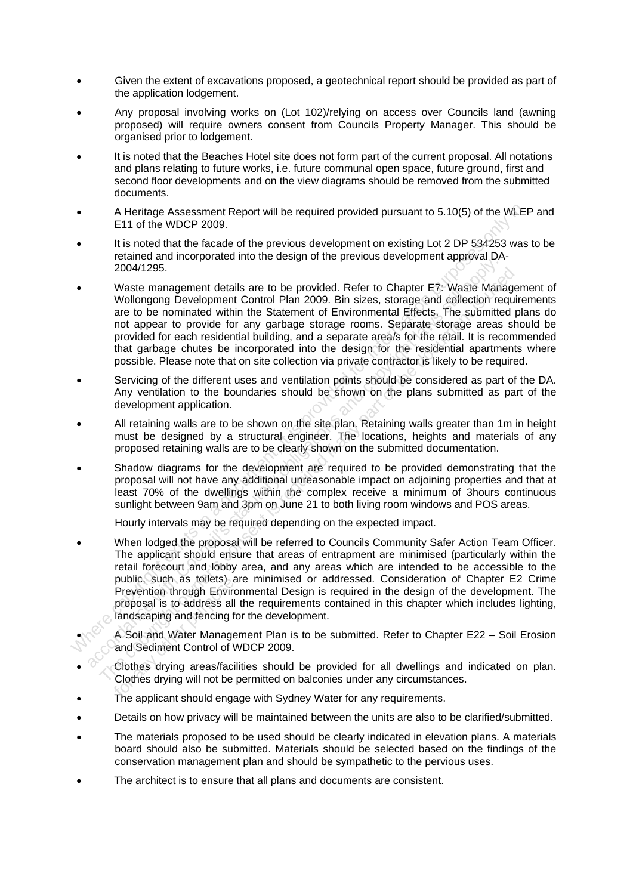- Given the extent of excavations proposed, a geotechnical report should be provided as part of the application lodgement.
- Any proposal involving works on (Lot 102)/relying on access over Councils land (awning proposed) will require owners consent from Councils Property Manager. This should be organised prior to lodgement.
- It is noted that the Beaches Hotel site does not form part of the current proposal. All notations and plans relating to future works, i.e. future communal open space, future ground, first and second floor developments and on the view diagrams should be removed from the submitted documents.
- A Heritage Assessment Report will be required provided pursuant to 5.10(5) of the WLEP and E11 of the WDCP 2009.
- It is noted that the facade of the previous development on existing Lot 2 DP 534253 was to be retained and incorporated into the design of the previous development approval DA-2004/1295.
- Waste management details are to be provided. Refer to Chapter E7: Waste Management of Wollongong Development Control Plan 2009. Bin sizes, storage and collection requirements are to be nominated within the Statement of Environmental Effects. The submitted plans do not appear to provide for any garbage storage rooms. Separate storage areas should be provided for each residential building, and a separate area/s for the retail. It is recommended that garbage chutes be incorporated into the design for the residential apartments where possible. Please note that on site collection via private contractor is likely to be required.
- Servicing of the different uses and ventilation points should be considered as part of the DA. Any ventilation to the boundaries should be shown on the plans submitted as part of the development application.
- All retaining walls are to be shown on the site plan. Retaining walls greater than 1m in height must be designed by a structural engineer. The locations, heights and materials of any proposed retaining walls are to be clearly shown on the submitted documentation.
- Shadow diagrams for the development are required to be provided demonstrating that the proposal will not have any additional unreasonable impact on adjoining properties and that at least 70% of the dwellings within the complex receive a minimum of 3hours continuous sunlight between 9am and 3pm on June 21 to both living room windows and POS areas.

  Hourly intervals may be required depending on the expected impact.
- When lodged the proposal will be referred to Councils Community Safer Action Team Officer. The applicant should ensure that areas of entrapment are minimised (particularly within the retail forecourt and lobby area, and any areas which are intended to be accessible to the public, such as toilets) are minimised or addressed. Consideration of Chapter E2 Crime Prevention through Environmental Design is required in the design of the development. The proposal is to address all the requirements contained in this chapter which includes lighting, landscaping and fencing for the development.
- A Soil and Water Management Plan is to be submitted. Refer to Chapter E22 – Soil Erosion and Sediment Control of WDCP 2009.
- Clothes drying areas/facilities should be provided for all dwellings and indicated on plan. Clothes drying will not be permitted on balconies under any circumstances.
- The applicant should engage with Sydney Water for any requirements.
- Details on how privacy will be maintained between the units are also to be clarified/submitted.
- The materials proposed to be used should be clearly indicated in elevation plans. A materials board should also be submitted. Materials should be selected based on the findings of the conservation management plan and should be sympathetic to the pervious uses.
- The architect is to ensure that all plans and documents are consistent.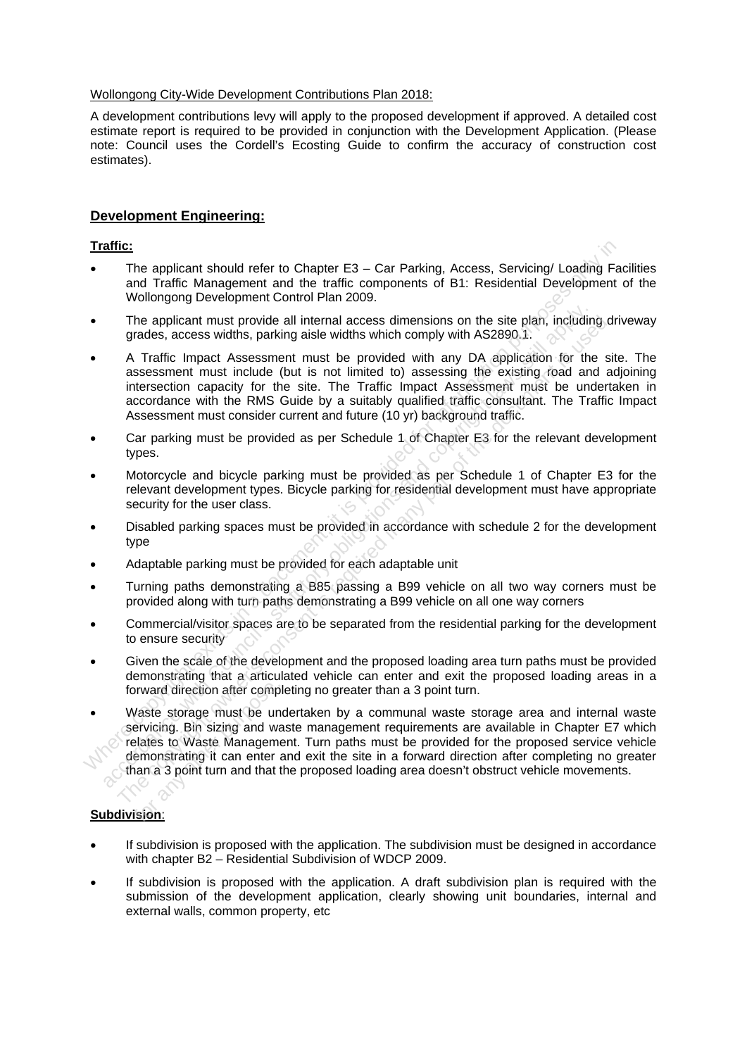Wollongong City-Wide Development Contributions Plan 2018:

A development contributions levy will apply to the proposed development if approved. A detailed cost estimate report is required to be provided in conjunction with the Development Application. (Please note: Council uses the Cordell's Ecosting Guide to confirm the accuracy of construction cost estimates).

## **Development Engineering:**

### **Traffic:**

- The applicant should refer to Chapter E3 – Car Parking, Access, Servicing/ Loading Facilities and Traffic Management and the traffic components of B1: Residential Development of the Wollongong Development Control Plan 2009.
- The applicant must provide all internal access dimensions on the site plan, including driveway grades, access widths, parking aisle widths which comply with AS2890.1.
- A Traffic Impact Assessment must be provided with any DA application for the site. The assessment must include (but is not limited to) assessing the existing road and adjoining intersection capacity for the site. The Traffic Impact Assessment must be undertaken in accordance with the RMS Guide by a suitably qualified traffic consultant. The Traffic Impact Assessment must consider current and future (10 yr) background traffic.
- Car parking must be provided as per Schedule 1 of Chapter E3 for the relevant development types.
- Motorcycle and bicycle parking must be provided as per Schedule 1 of Chapter E3 for the relevant development types. Bicycle parking for residential development must have appropriate security for the user class.
- Disabled parking spaces must be provided in accordance with schedule 2 for the development type
- Adaptable parking must be provided for each adaptable unit
- Turning paths demonstrating a B85 passing a B99 vehicle on all two way corners must be provided along with turn paths demonstrating a B99 vehicle on all one way corners
- Commercial/visitor spaces are to be separated from the residential parking for the development to ensure security
- Given the scale of the development and the proposed loading area turn paths must be provided demonstrating that a articulated vehicle can enter and exit the proposed loading areas in a forward direction after completing no greater than a 3 point turn.
- Waste storage must be undertaken by a communal waste storage area and internal waste servicing. Bin sizing and waste management requirements are available in Chapter E7 which relates to Waste Management. Turn paths must be provided for the proposed service vehicle demonstrating it can enter and exit the site in a forward direction after completing no greater than a 3 point turn and that the proposed loading area doesn't obstruct vehicle movements.

### **Subdivision**:

- If subdivision is proposed with the application. The subdivision must be designed in accordance with chapter B2 – Residential Subdivision of WDCP 2009.
- If subdivision is proposed with the application. A draft subdivision plan is required with the submission of the development application, clearly showing unit boundaries, internal and external walls, common property, etc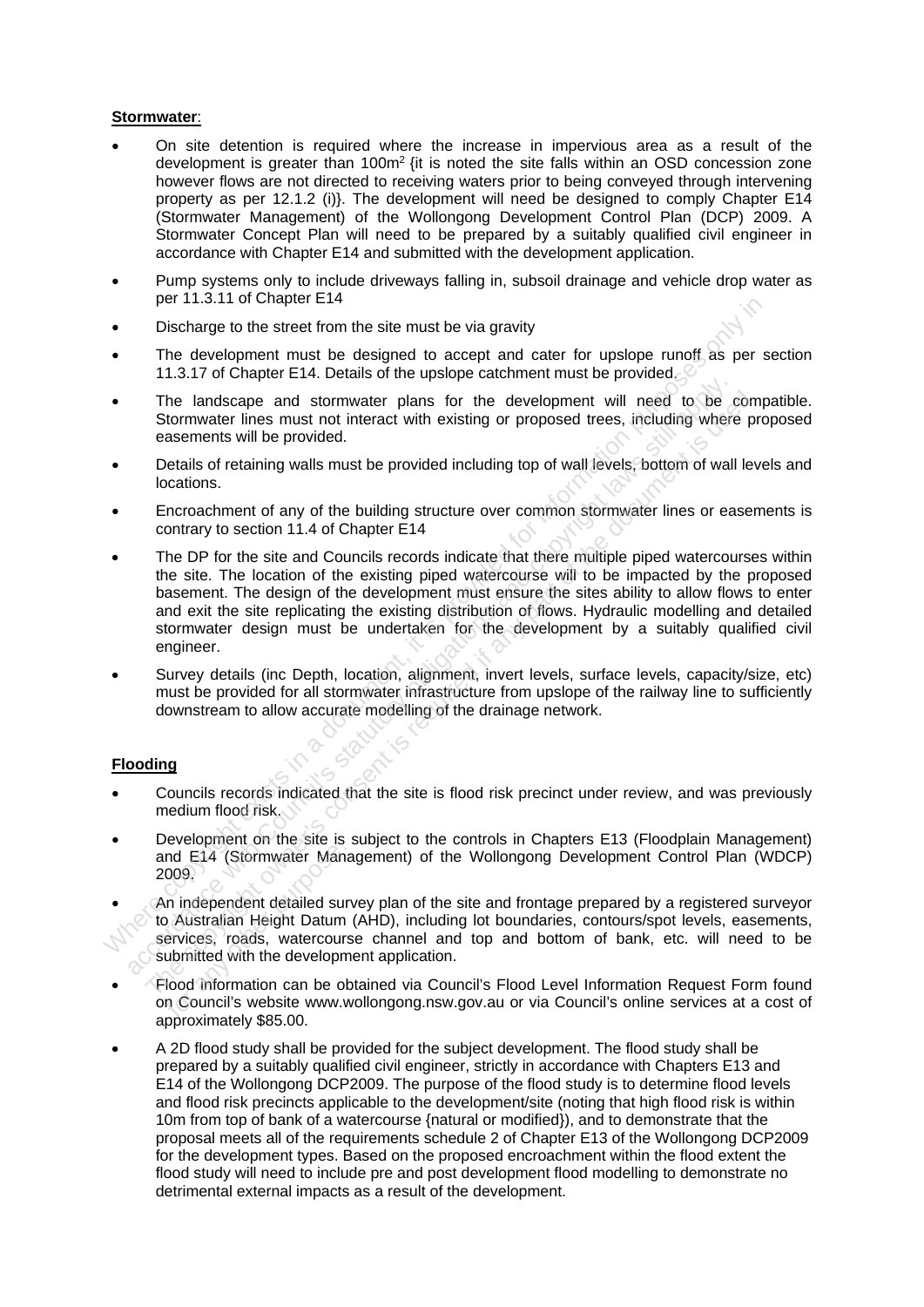**Stormwater**:

- On site detention is required where the increase in impervious area as a result of the development is greater than 100m$^2$ {it is noted the site falls within an OSD concession zone however flows are not directed to receiving waters prior to being conveyed through intervening property as per 12.1.2 (i)}. The development will need be designed to comply Chapter E14 (Stormwater Management) of the Wollongong Development Control Plan (DCP) 2009. A Stormwater Concept Plan will need to be prepared by a suitably qualified civil engineer in accordance with Chapter E14 and submitted with the development application.
- Pump systems only to include driveways falling in, subsoil drainage and vehicle drop water as per 11.3.11 of Chapter E14
- Discharge to the street from the site must be via gravity
- The development must be designed to accept and cater for upslope runoff as per section 11.3.17 of Chapter E14. Details of the upslope catchment must be provided.
- The landscape and stormwater plans for the development will need to be compatible. Stormwater lines must not interact with existing or proposed trees, including where proposed easements will be provided.
- Details of retaining walls must be provided including top of wall levels, bottom of wall levels and locations.
- Encroachment of any of the building structure over common stormwater lines or easements is contrary to section 11.4 of Chapter E14
- The DP for the site and Councils records indicate that there multiple piped watercourses within the site. The location of the existing piped watercourse will to be impacted by the proposed basement. The design of the development must ensure the sites ability to allow flows to enter and exit the site replicating the existing distribution of flows. Hydraulic modelling and detailed stormwater design must be undertaken for the development by a suitably qualified civil engineer.
- Survey details (inc Depth, location, alignment, invert levels, surface levels, capacity/size, etc) must be provided for all stormwater infrastructure from upslope of the railway line to sufficiently downstream to allow accurate modelling of the drainage network.

**Flooding**

- Councils records indicated that the site is flood risk precinct under review, and was previously medium flood risk.
- Development on the site is subject to the controls in Chapters E13 (Floodplain Management) and E14 (Stormwater Management) of the Wollongong Development Control Plan (WDCP) 2009.
- An independent detailed survey plan of the site and frontage prepared by a registered surveyor to Australian Height Datum (AHD), including lot boundaries, contours/spot levels, easements, services, roads, watercourse channel and top and bottom of bank, etc. will need to be submitted with the development application.
- Flood information can be obtained via Council's Flood Level Information Request Form found on Council's website www.wollongong.nsw.gov.au or via Council's online services at a cost of approximately $85.00.
- A 2D flood study shall be provided for the subject development. The flood study shall be prepared by a suitably qualified civil engineer, strictly in accordance with Chapters E13 and E14 of the Wollongong DCP2009. The purpose of the flood study is to determine flood levels and flood risk precincts applicable to the development/site (noting that high flood risk is within 10m from top of bank of a watercourse {natural or modified}), and to demonstrate that the proposal meets all of the requirements schedule 2 of Chapter E13 of the Wollongong DCP2009 for the development types. Based on the proposed encroachment within the flood extent the flood study will need to include pre and post development flood modelling to demonstrate no detrimental external impacts as a result of the development.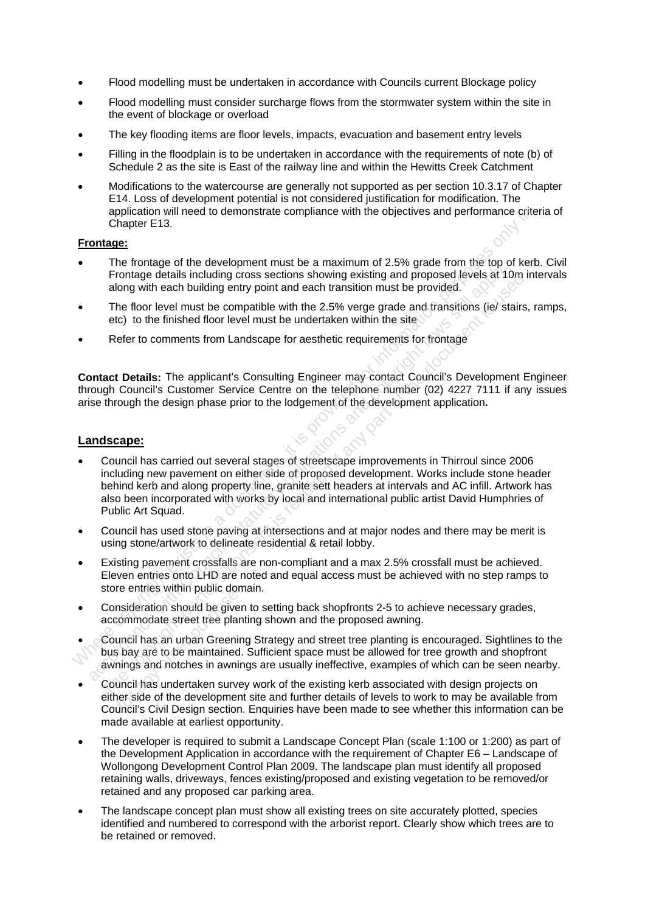- Flood modelling must be undertaken in accordance with Councils current Blockage policy
- Flood modelling must consider surcharge flows from the stormwater system within the site in the event of blockage or overload
- The key flooding items are floor levels, impacts, evacuation and basement entry levels
- Filling in the floodplain is to be undertaken in accordance with the requirements of note (b) of Schedule 2 as the site is East of the railway line and within the Hewitts Creek Catchment
- Modifications to the watercourse are generally not supported as per section 10.3.17 of Chapter E14. Loss of development potential is not considered justification for modification. The application will need to demonstrate compliance with the objectives and performance criteria of Chapter E13.

**Frontage:**

- The frontage of the development must be a maximum of 2.5% grade from the top of kerb. Civil Frontage details including cross sections showing existing and proposed levels at 10m intervals along with each building entry point and each transition must be provided.
- The floor level must be compatible with the 2.5% verge grade and transitions (ie/ stairs, ramps, etc) to the finished floor level must be undertaken within the site
- Refer to comments from Landscape for aesthetic requirements for frontage

**Contact Details:** The applicant's Consulting Engineer may contact Council's Development Engineer through Council's Customer Service Centre on the telephone number (02) 4227 7111 if any issues arise through the design phase prior to the lodgement of the development application**.**

## Landscape:

- Council has carried out several stages of streetscape improvements in Thirroul since 2006 including new pavement on either side of proposed development. Works include stone header behind kerb and along property line, granite sett headers at intervals and AC infill. Artwork has also been incorporated with works by local and international public artist David Humphries of Public Art Squad.
- Council has used stone paving at intersections and at major nodes and there may be merit is using stone/artwork to delineate residential & retail lobby.
- Existing pavement crossfalls are non-compliant and a max 2.5% crossfall must be achieved. Eleven entries onto LHD are noted and equal access must be achieved with no step ramps to store entries within public domain.
- Consideration should be given to setting back shopfronts 2-5 to achieve necessary grades, accommodate street tree planting shown and the proposed awning.
- Council has an urban Greening Strategy and street tree planting is encouraged. Sightlines to the bus bay are to be maintained. Sufficient space must be allowed for tree growth and shopfront awnings and notches in awnings are usually ineffective, examples of which can be seen nearby.
- Council has undertaken survey work of the existing kerb associated with design projects on either side of the development site and further details of levels to work to may be available from Council's Civil Design section. Enquiries have been made to see whether this information can be made available at earliest opportunity.
- The developer is required to submit a Landscape Concept Plan (scale 1:100 or 1:200) as part of the Development Application in accordance with the requirement of Chapter E6 – Landscape of Wollongong Development Control Plan 2009. The landscape plan must identify all proposed retaining walls, driveways, fences existing/proposed and existing vegetation to be removed/or retained and any proposed car parking area.
- The landscape concept plan must show all existing trees on site accurately plotted, species identified and numbered to correspond with the arborist report. Clearly show which trees are to be retained or removed.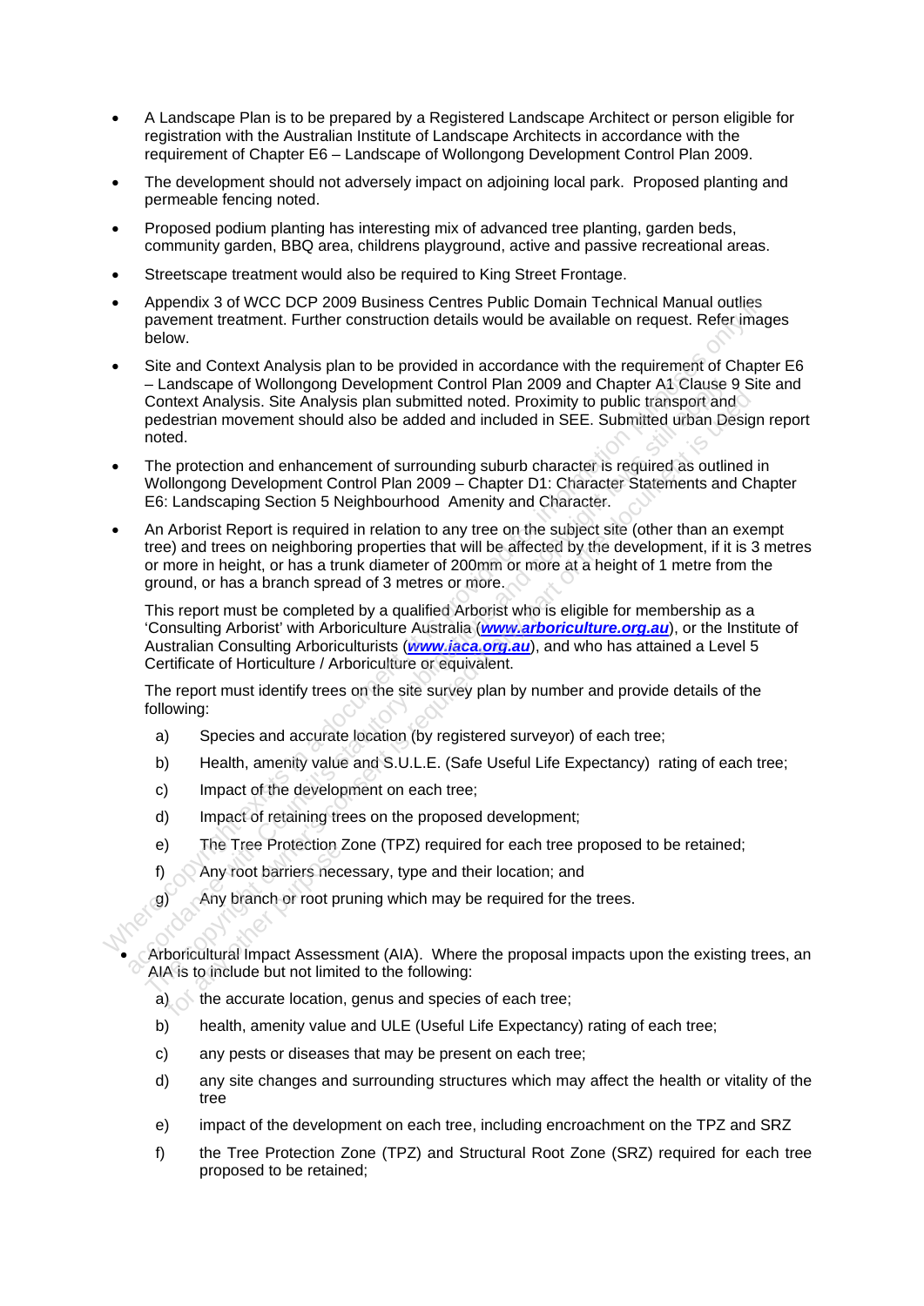- A Landscape Plan is to be prepared by a Registered Landscape Architect or person eligible for registration with the Australian Institute of Landscape Architects in accordance with the requirement of Chapter E6 – Landscape of Wollongong Development Control Plan 2009.

- The development should not adversely impact on adjoining local park. Proposed planting and permeable fencing noted.

- Proposed podium planting has interesting mix of advanced tree planting, garden beds, community garden, BBQ area, childrens playground, active and passive recreational areas.

- Streetscape treatment would also be required to King Street Frontage.

- Appendix 3 of WCC DCP 2009 Business Centres Public Domain Technical Manual outlies pavement treatment. Further construction details would be available on request. Refer images below.

- Site and Context Analysis plan to be provided in accordance with the requirement of Chapter E6 – Landscape of Wollongong Development Control Plan 2009 and Chapter A1 Clause 9 Site and Context Analysis. Site Analysis plan submitted noted. Proximity to public transport and pedestrian movement should also be added and included in SEE. Submitted urban Design report noted.

- The protection and enhancement of surrounding suburb character is required as outlined in Wollongong Development Control Plan 2009 – Chapter D1: Character Statements and Chapter E6: Landscaping Section 5 Neighbourhood Amenity and Character.

- An Arborist Report is required in relation to any tree on the subject site (other than an exempt tree) and trees on neighboring properties that will be affected by the development, if it is 3 metres or more in height, or has a trunk diameter of 200mm or more at a height of 1 metre from the ground, or has a branch spread of 3 metres or more.

  This report must be completed by a qualified Arborist who is eligible for membership as a 'Consulting Arborist' with Arboriculture Australia (***www.arboriculture.org.au***), or the Institute of Australian Consulting Arboriculturists (***www.iaca.org.au***), and who has attained a Level 5 Certificate of Horticulture / Arboriculture or equivalent.

  The report must identify trees on the site survey plan by number and provide details of the following:

  a) Species and accurate location (by registered surveyor) of each tree;

  b) Health, amenity value and S.U.L.E. (Safe Useful Life Expectancy) rating of each tree;

  c) Impact of the development on each tree;

  d) Impact of retaining trees on the proposed development;

  e) The Tree Protection Zone (TPZ) required for each tree proposed to be retained;

  f) Any root barriers necessary, type and their location; and

  g) Any branch or root pruning which may be required for the trees.

- Arboricultural Impact Assessment (AIA). Where the proposal impacts upon the existing trees, an AIA is to include but not limited to the following:

  a) the accurate location, genus and species of each tree;

  b) health, amenity value and ULE (Useful Life Expectancy) rating of each tree;

  c) any pests or diseases that may be present on each tree;

  d) any site changes and surrounding structures which may affect the health or vitality of the tree

  e) impact of the development on each tree, including encroachment on the TPZ and SRZ

  f) the Tree Protection Zone (TPZ) and Structural Root Zone (SRZ) required for each tree proposed to be retained;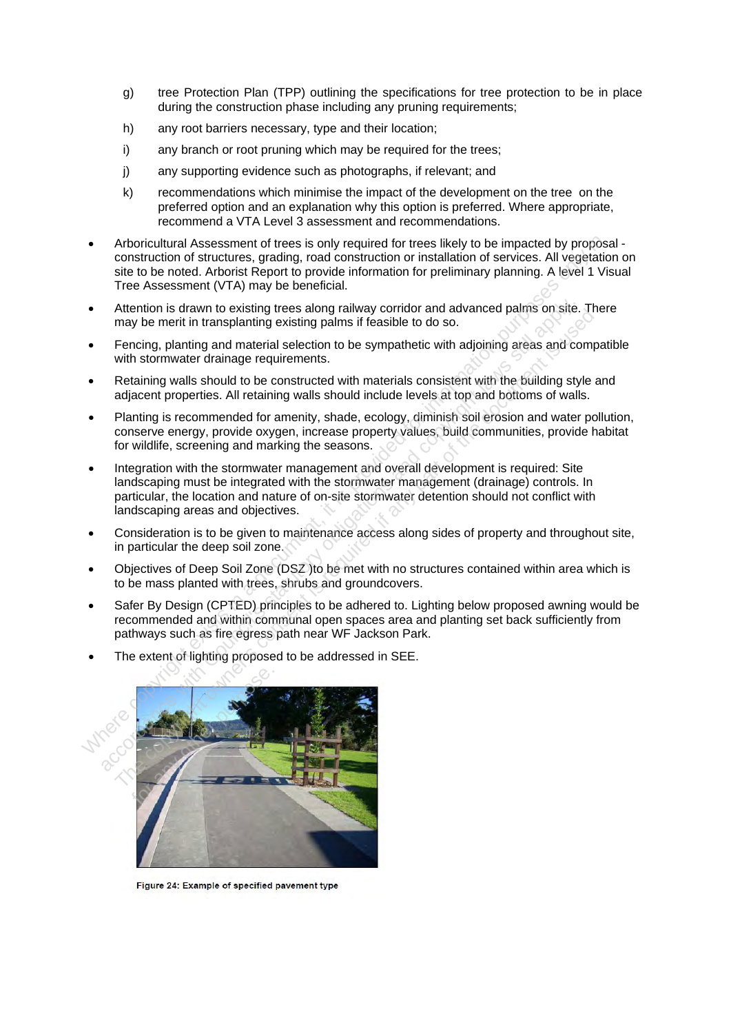g) tree Protection Plan (TPP) outlining the specifications for tree protection to be in place during the construction phase including any pruning requirements;

h) any root barriers necessary, type and their location;

i) any branch or root pruning which may be required for the trees;

j) any supporting evidence such as photographs, if relevant; and

k) recommendations which minimise the impact of the development on the tree on the preferred option and an explanation why this option is preferred. Where appropriate, recommend a VTA Level 3 assessment and recommendations.

- Arboricultural Assessment of trees is only required for trees likely to be impacted by proposal - construction of structures, grading, road construction or installation of services. All vegetation on site to be noted. Arborist Report to provide information for preliminary planning. A level 1 Visual Tree Assessment (VTA) may be beneficial.
- Attention is drawn to existing trees along railway corridor and advanced palms on site. There may be merit in transplanting existing palms if feasible to do so.
- Fencing, planting and material selection to be sympathetic with adjoining areas and compatible with stormwater drainage requirements.
- Retaining walls should to be constructed with materials consistent with the building style and adjacent properties. All retaining walls should include levels at top and bottoms of walls.
- Planting is recommended for amenity, shade, ecology, diminish soil erosion and water pollution, conserve energy, provide oxygen, increase property values, build communities, provide habitat for wildlife, screening and marking the seasons.
- Integration with the stormwater management and overall development is required: Site landscaping must be integrated with the stormwater management (drainage) controls. In particular, the location and nature of on-site stormwater detention should not conflict with landscaping areas and objectives.
- Consideration is to be given to maintenance access along sides of property and throughout site, in particular the deep soil zone.
- Objectives of Deep Soil Zone (DSZ )to be met with no structures contained within area which is to be mass planted with trees, shrubs and groundcovers.
- Safer By Design (CPTED) principles to be adhered to. Lighting below proposed awning would be recommended and within communal open spaces area and planting set back sufficiently from pathways such as fire egress path near WF Jackson Park.
- The extent of lighting proposed to be addressed in SEE.

Figure 24: Example of specified pavement type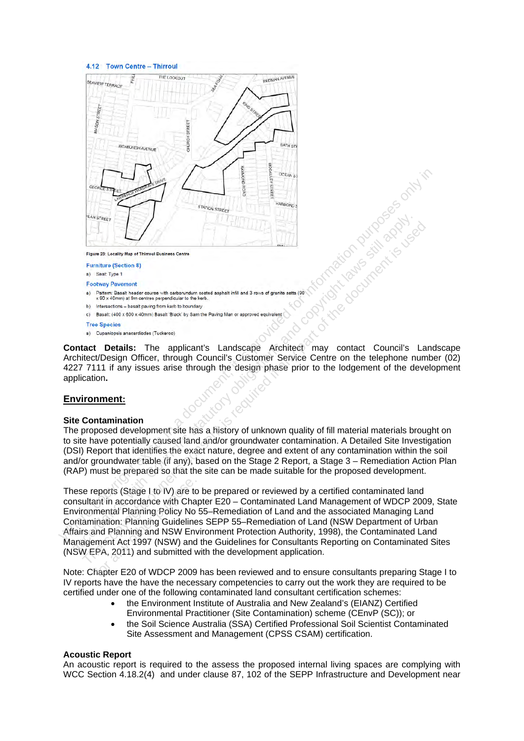### 4.12 Town Centre – Thirroul

Figure 23: Locality Map of Thirroul Business Centre

**Furniture (Section 8)**

a) Seat: Type 1

**Footway Pavement**

a) Pattern: Basalt header course with carborundum coated asphalt infill and 3 rows of granite setts (90 x 90 x 40mm) at 9m centres perpendicular to the kerb.

b) Intersections – basalt paving from kerb to boundary

c) Basalt: (400 x 600 x 40mm) Basalt 'Black' by Sam the Paving Man or approved equivalent

**Tree Species**

a) Cupaniopsis anacardiodes (Tuckeroo)

**Contact Details:** The applicant's Landscape Architect may contact Council's Landscape Architect/Design Officer, through Council's Customer Service Centre on the telephone number (02) 4227 7111 if any issues arise through the design phase prior to the lodgement of the development application**.**

## <u>Environment:</u>

**Site Contamination**

The proposed development site has a history of unknown quality of fill material materials brought on to site have potentially caused land and/or groundwater contamination. A Detailed Site Investigation (DSI) Report that identifies the exact nature, degree and extent of any contamination within the soil and/or groundwater table (if any), based on the Stage 2 Report, a Stage 3 – Remediation Action Plan (RAP) must be prepared so that the site can be made suitable for the proposed development.

These reports (Stage I to IV) are to be prepared or reviewed by a certified contaminated land consultant in accordance with Chapter E20 – Contaminated Land Management of WDCP 2009, State Environmental Planning Policy No 55–Remediation of Land and the associated Managing Land Contamination: Planning Guidelines SEPP 55–Remediation of Land (NSW Department of Urban Affairs and Planning and NSW Environment Protection Authority, 1998), the Contaminated Land Management Act 1997 (NSW) and the Guidelines for Consultants Reporting on Contaminated Sites (NSW EPA, 2011) and submitted with the development application.

Note: Chapter E20 of WDCP 2009 has been reviewed and to ensure consultants preparing Stage I to IV reports have the have the necessary competencies to carry out the work they are required to be certified under one of the following contaminated land consultant certification schemes:

- the Environment Institute of Australia and New Zealand's (EIANZ) Certified Environmental Practitioner (Site Contamination) scheme (CEnvP (SC)); or
- the Soil Science Australia (SSA) Certified Professional Soil Scientist Contaminated Site Assessment and Management (CPSS CSAM) certification.

**Acoustic Report**

An acoustic report is required to the assess the proposed internal living spaces are complying with WCC Section 4.18.2(4) and under clause 87, 102 of the SEPP Infrastructure and Development near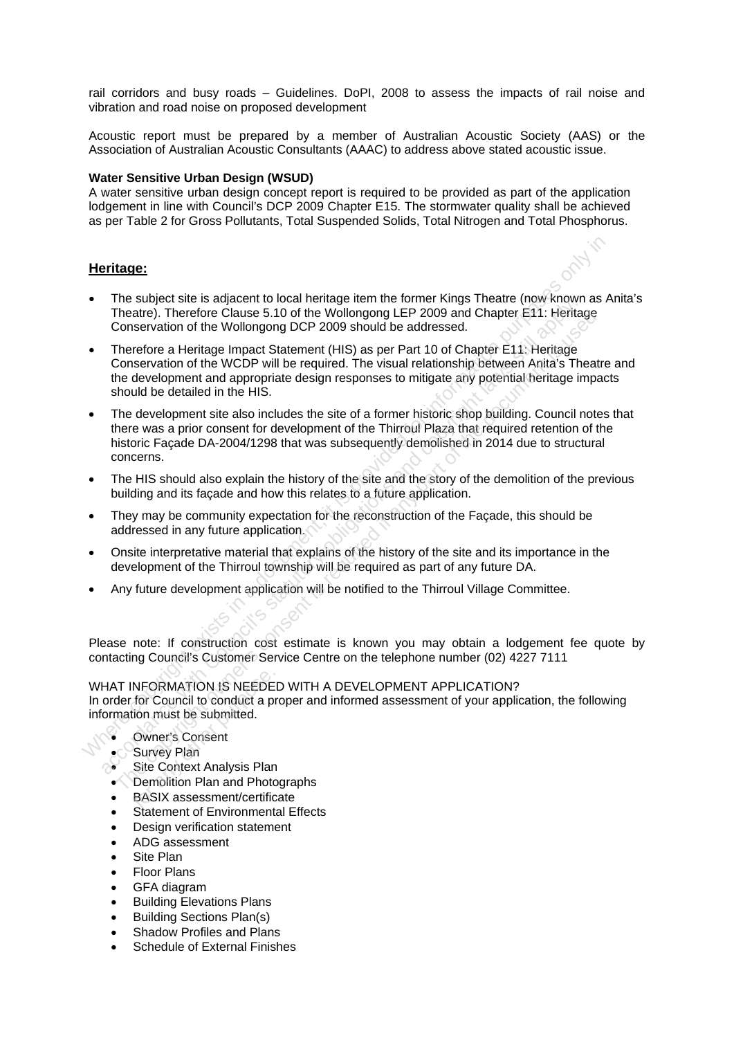rail corridors and busy roads – Guidelines. DoPI, 2008 to assess the impacts of rail noise and vibration and road noise on proposed development

Acoustic report must be prepared by a member of Australian Acoustic Society (AAS) or the Association of Australian Acoustic Consultants (AAAC) to address above stated acoustic issue.

**Water Sensitive Urban Design (WSUD)**

A water sensitive urban design concept report is required to be provided as part of the application lodgement in line with Council's DCP 2009 Chapter E15. The stormwater quality shall be achieved as per Table 2 for Gross Pollutants, Total Suspended Solids, Total Nitrogen and Total Phosphorus.

## Heritage:

- The subject site is adjacent to local heritage item the former Kings Theatre (now known as Anita's Theatre). Therefore Clause 5.10 of the Wollongong LEP 2009 and Chapter E11: Heritage Conservation of the Wollongong DCP 2009 should be addressed.
- Therefore a Heritage Impact Statement (HIS) as per Part 10 of Chapter E11: Heritage Conservation of the WCDP will be required. The visual relationship between Anita's Theatre and the development and appropriate design responses to mitigate any potential heritage impacts should be detailed in the HIS.
- The development site also includes the site of a former historic shop building. Council notes that there was a prior consent for development of the Thirroul Plaza that required retention of the historic Façade DA-2004/1298 that was subsequently demolished in 2014 due to structural concerns.
- The HIS should also explain the history of the site and the story of the demolition of the previous building and its façade and how this relates to a future application.
- They may be community expectation for the reconstruction of the Façade, this should be addressed in any future application.
- Onsite interpretative material that explains of the history of the site and its importance in the development of the Thirroul township will be required as part of any future DA.
- Any future development application will be notified to the Thirroul Village Committee.

Please note: If construction cost estimate is known you may obtain a lodgement fee quote by contacting Council's Customer Service Centre on the telephone number (02) 4227 7111

WHAT INFORMATION IS NEEDED WITH A DEVELOPMENT APPLICATION?

In order for Council to conduct a proper and informed assessment of your application, the following information must be submitted.

- Owner's Consent
- Survey Plan
- Site Context Analysis Plan
- Demolition Plan and Photographs
- BASIX assessment/certificate
- Statement of Environmental Effects
- Design verification statement
- ADG assessment
- Site Plan
- Floor Plans
- GFA diagram
- Building Elevations Plans
- Building Sections Plan(s)
- Shadow Profiles and Plans
- Schedule of External Finishes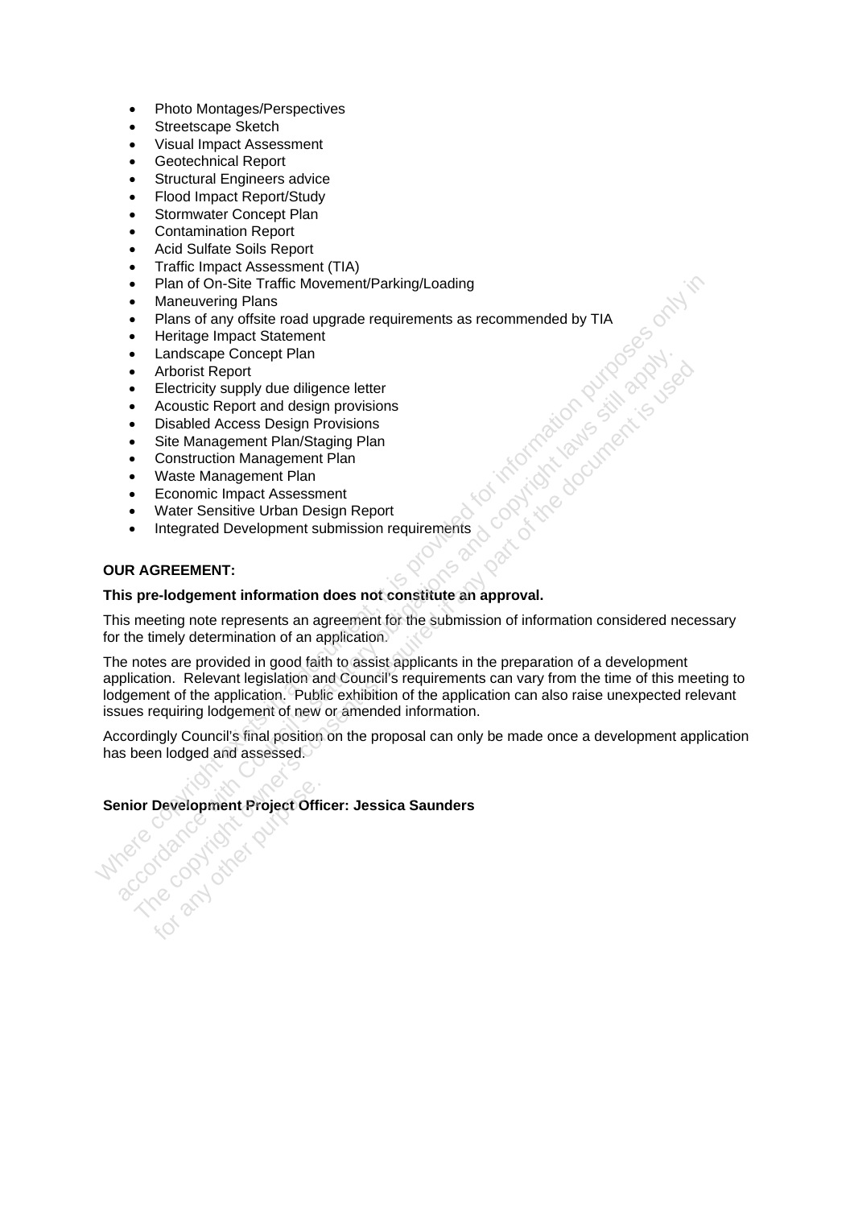- Photo Montages/Perspectives
- Streetscape Sketch
- Visual Impact Assessment
- Geotechnical Report
- Structural Engineers advice
- Flood Impact Report/Study
- Stormwater Concept Plan
- Contamination Report
- Acid Sulfate Soils Report
- Traffic Impact Assessment (TIA)
- Plan of On-Site Traffic Movement/Parking/Loading
- Maneuvering Plans
- Plans of any offsite road upgrade requirements as recommended by TIA
- Heritage Impact Statement
- Landscape Concept Plan
- Arborist Report
- Electricity supply due diligence letter
- Acoustic Report and design provisions
- Disabled Access Design Provisions
- Site Management Plan/Staging Plan
- Construction Management Plan
- Waste Management Plan
- Economic Impact Assessment
- Water Sensitive Urban Design Report
- Integrated Development submission requirements

**OUR AGREEMENT:**

**This pre-lodgement information does not constitute an approval.**

This meeting note represents an agreement for the submission of information considered necessary for the timely determination of an application.

The notes are provided in good faith to assist applicants in the preparation of a development application. Relevant legislation and Council's requirements can vary from the time of this meeting to lodgement of the application. Public exhibition of the application can also raise unexpected relevant issues requiring lodgement of new or amended information.

Accordingly Council's final position on the proposal can only be made once a development application has been lodged and assessed.

**Senior Development Project Officer: Jessica Saunders**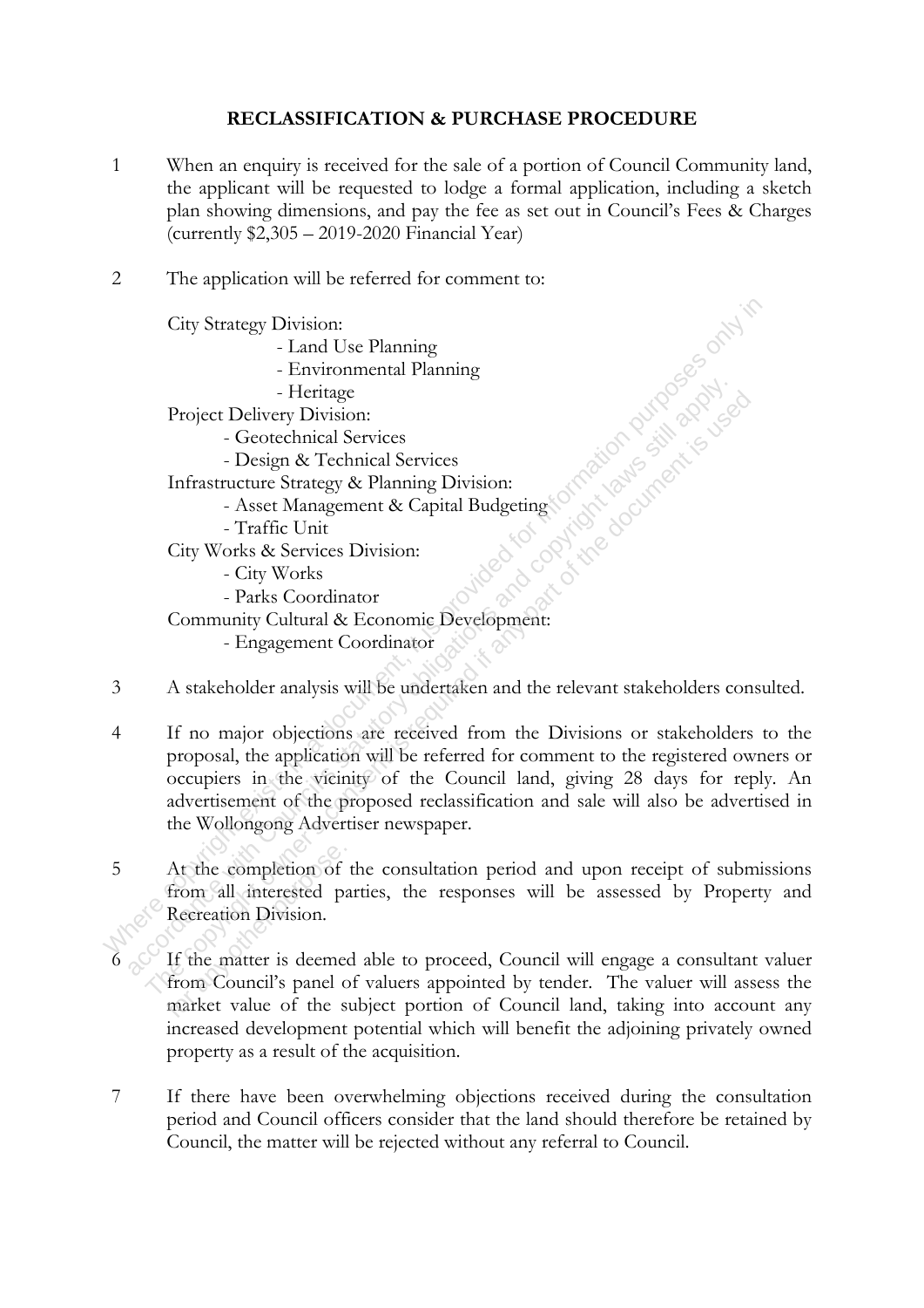**RECLASSIFICATION & PURCHASE PROCEDURE**

1. When an enquiry is received for the sale of a portion of Council Community land, the applicant will be requested to lodge a formal application, including a sketch plan showing dimensions, and pay the fee as set out in Council's Fees & Charges (currently $2,305 – 2019-2020 Financial Year)

2. The application will be referred for comment to:

   City Strategy Division:
   - Land Use Planning
   - Environmental Planning
   - Heritage

   Project Delivery Division:
   - Geotechnical Services
   - Design & Technical Services

   Infrastructure Strategy & Planning Division:
   - Asset Management & Capital Budgeting
   - Traffic Unit

   City Works & Services Division:
   - City Works
   - Parks Coordinator

   Community Cultural & Economic Development:
   - Engagement Coordinator

3. A stakeholder analysis will be undertaken and the relevant stakeholders consulted.

4. If no major objections are received from the Divisions or stakeholders to the proposal, the application will be referred for comment to the registered owners or occupiers in the vicinity of the Council land, giving 28 days for reply. An advertisement of the proposed reclassification and sale will also be advertised in the Wollongong Advertiser newspaper.

5. At the completion of the consultation period and upon receipt of submissions from all interested parties, the responses will be assessed by Property and Recreation Division.

6. If the matter is deemed able to proceed, Council will engage a consultant valuer from Council's panel of valuers appointed by tender. The valuer will assess the market value of the subject portion of Council land, taking into account any increased development potential which will benefit the adjoining privately owned property as a result of the acquisition.

7. If there have been overwhelming objections received during the consultation period and Council officers consider that the land should therefore be retained by Council, the matter will be rejected without any referral to Council.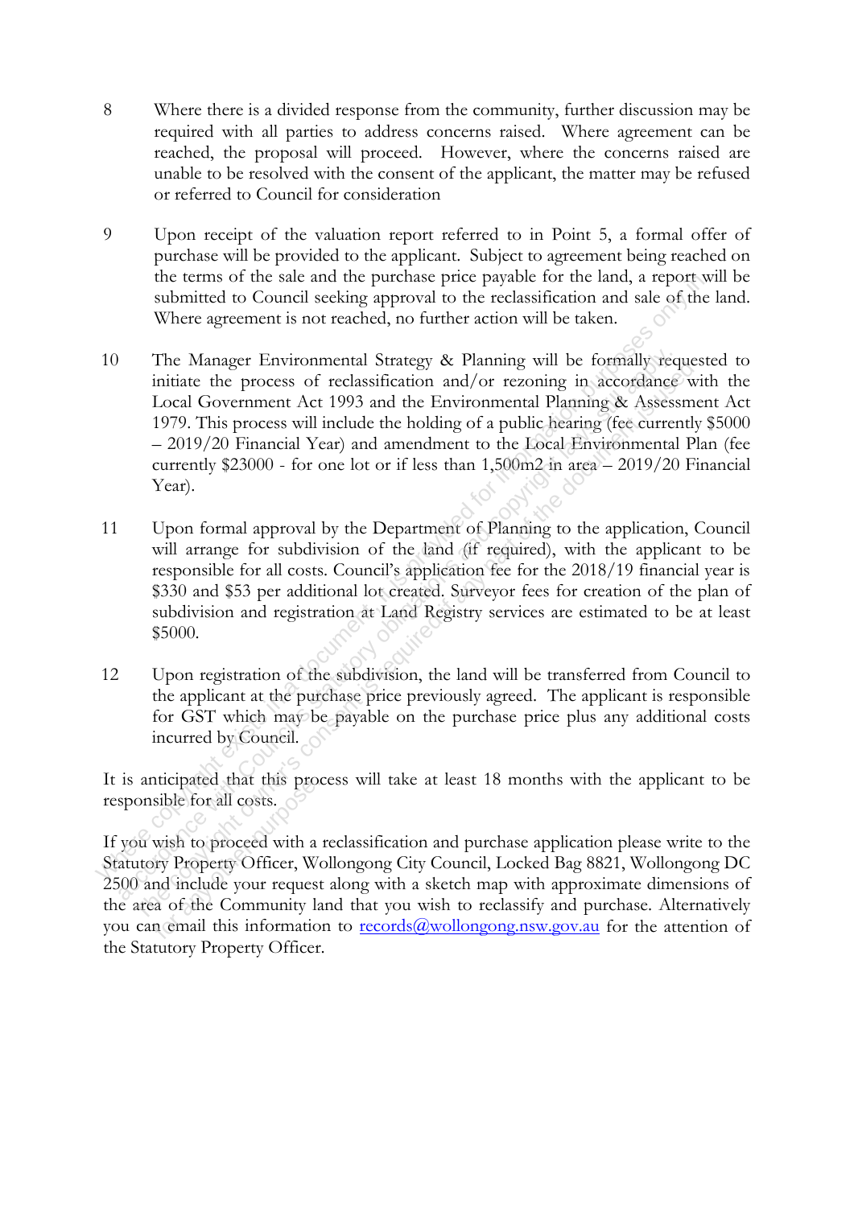8 Where there is a divided response from the community, further discussion may be required with all parties to address concerns raised. Where agreement can be reached, the proposal will proceed. However, where the concerns raised are unable to be resolved with the consent of the applicant, the matter may be refused or referred to Council for consideration

9 Upon receipt of the valuation report referred to in Point 5, a formal offer of purchase will be provided to the applicant. Subject to agreement being reached on the terms of the sale and the purchase price payable for the land, a report will be submitted to Council seeking approval to the reclassification and sale of the land. Where agreement is not reached, no further action will be taken.

10 The Manager Environmental Strategy & Planning will be formally requested to initiate the process of reclassification and/or rezoning in accordance with the Local Government Act 1993 and the Environmental Planning & Assessment Act 1979. This process will include the holding of a public hearing (fee currently $5000 – 2019/20 Financial Year) and amendment to the Local Environmental Plan (fee currently $23000 - for one lot or if less than 1,500m2 in area – 2019/20 Financial Year).

11 Upon formal approval by the Department of Planning to the application, Council will arrange for subdivision of the land (if required), with the applicant to be responsible for all costs. Council's application fee for the 2018/19 financial year is $330 and $53 per additional lot created. Surveyor fees for creation of the plan of subdivision and registration at Land Registry services are estimated to be at least $5000.

12 Upon registration of the subdivision, the land will be transferred from Council to the applicant at the purchase price previously agreed. The applicant is responsible for GST which may be payable on the purchase price plus any additional costs incurred by Council.

It is anticipated that this process will take at least 18 months with the applicant to be responsible for all costs.

If you wish to proceed with a reclassification and purchase application please write to the Statutory Property Officer, Wollongong City Council, Locked Bag 8821, Wollongong DC 2500 and include your request along with a sketch map with approximate dimensions of the area of the Community land that you wish to reclassify and purchase. Alternatively you can email this information to records@wollongong.nsw.gov.au for the attention of the Statutory Property Officer.